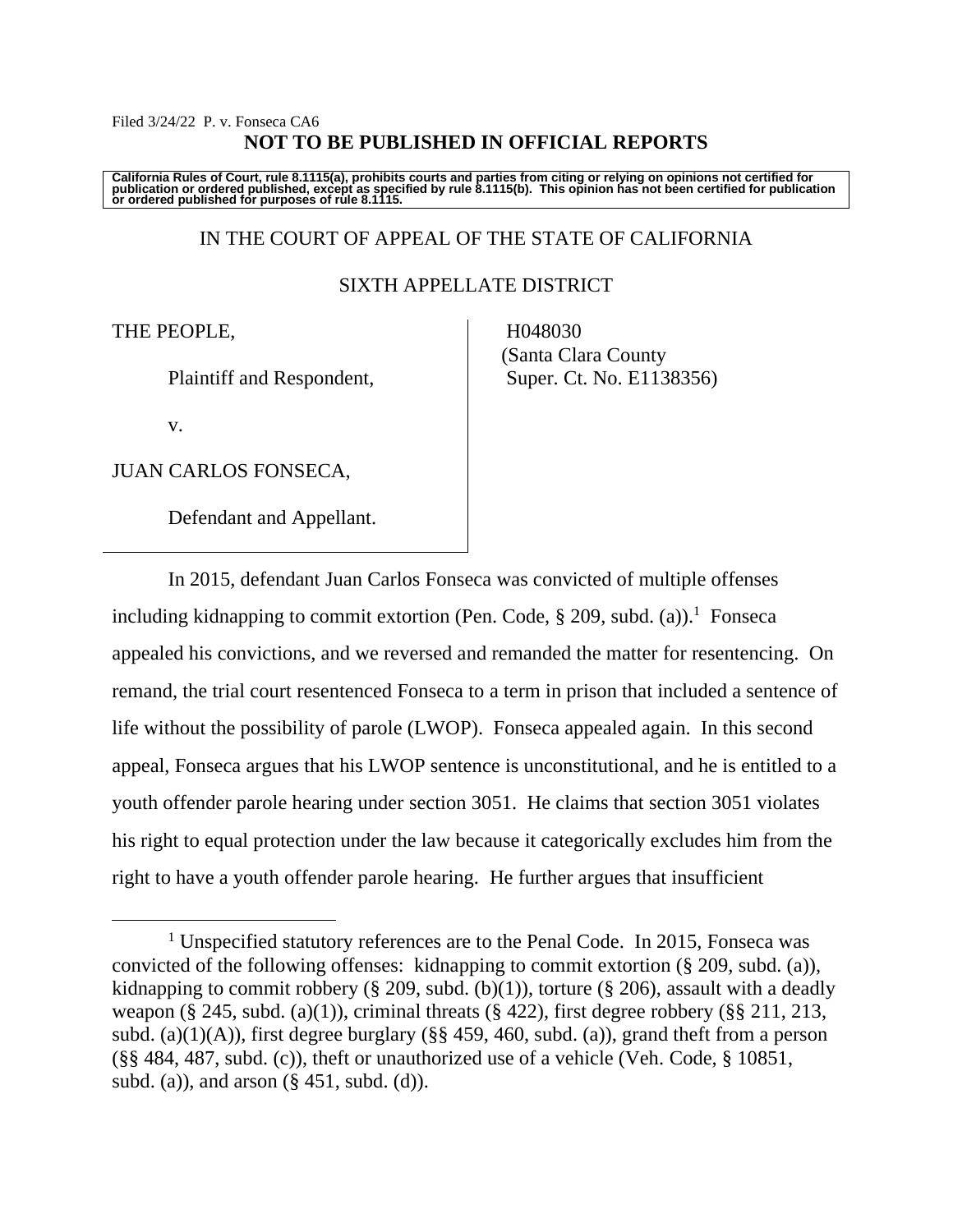Filed 3/24/22 P. v. Fonseca CA6

**NOT TO BE PUBLISHED IN OFFICIAL REPORTS**

**California Rules of Court, rule 8.1115(a), prohibits courts and parties from citing or relying on opinions not certified for publication or ordered published, except as specified by rule 8.1115(b). This opinion has not been certified for publication or ordered published for purposes of rule 8.1115.**

IN THE COURT OF APPEAL OF THE STATE OF CALIFORNIA

SIXTH APPELLATE DISTRICT

THE PEOPLE,

Plaintiff and Respondent,

v.

JUAN CARLOS FONSECA,

Defendant and Appellant.

H048030
(Santa Clara County
Super. Ct. No. E1138356)

In 2015, defendant Juan Carlos Fonseca was convicted of multiple offenses including kidnapping to commit extortion (Pen. Code, § 209, subd. (a)).[1] Fonseca appealed his convictions, and we reversed and remanded the matter for resentencing. On remand, the trial court resentenced Fonseca to a term in prison that included a sentence of life without the possibility of parole (LWOP). Fonseca appealed again. In this second appeal, Fonseca argues that his LWOP sentence is unconstitutional, and he is entitled to a youth offender parole hearing under section 3051. He claims that section 3051 violates his right to equal protection under the law because it categorically excludes him from the right to have a youth offender parole hearing. He further argues that insufficient

[1] Unspecified statutory references are to the Penal Code. In 2015, Fonseca was convicted of the following offenses: kidnapping to commit extortion (§ 209, subd. (a)), kidnapping to commit robbery (§ 209, subd. (b)(1)), torture (§ 206), assault with a deadly weapon (§ 245, subd. (a)(1)), criminal threats (§ 422), first degree robbery (§§ 211, 213, subd. (a)(1)(A)), first degree burglary (§§ 459, 460, subd. (a)), grand theft from a person (§§ 484, 487, subd. (c)), theft or unauthorized use of a vehicle (Veh. Code, § 10851, subd. (a)), and arson (§ 451, subd. (d)).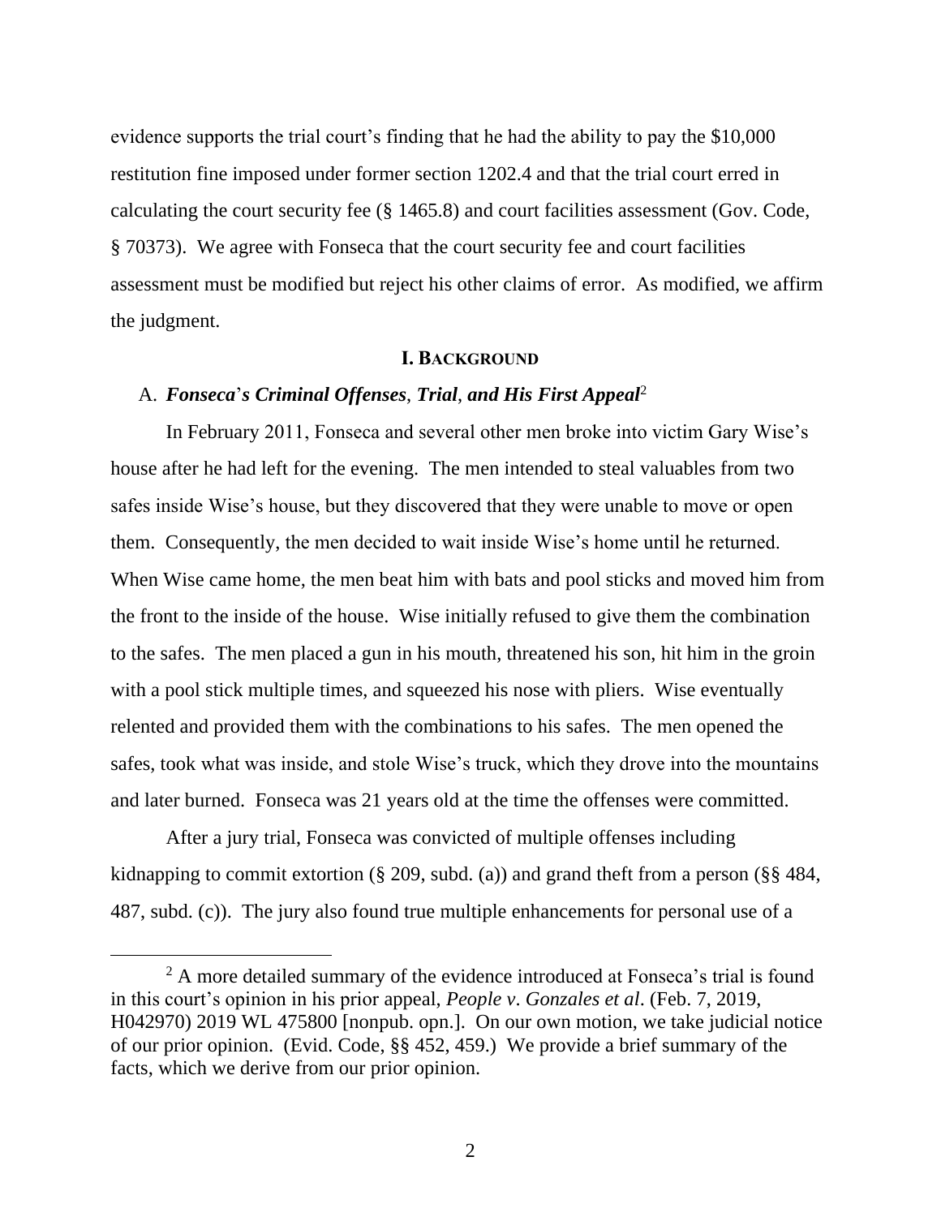evidence supports the trial court's finding that he had the ability to pay the $10,000 restitution fine imposed under former section 1202.4 and that the trial court erred in calculating the court security fee (§ 1465.8) and court facilities assessment (Gov. Code, § 70373). We agree with Fonseca that the court security fee and court facilities assessment must be modified but reject his other claims of error. As modified, we affirm the judgment.

## I. BACKGROUND

### A. *Fonseca's Criminal Offenses, Trial, and His First Appeal*[2]

In February 2011, Fonseca and several other men broke into victim Gary Wise's house after he had left for the evening. The men intended to steal valuables from two safes inside Wise's house, but they discovered that they were unable to move or open them. Consequently, the men decided to wait inside Wise's home until he returned. When Wise came home, the men beat him with bats and pool sticks and moved him from the front to the inside of the house. Wise initially refused to give them the combination to the safes. The men placed a gun in his mouth, threatened his son, hit him in the groin with a pool stick multiple times, and squeezed his nose with pliers. Wise eventually relented and provided them with the combinations to his safes. The men opened the safes, took what was inside, and stole Wise's truck, which they drove into the mountains and later burned. Fonseca was 21 years old at the time the offenses were committed.

After a jury trial, Fonseca was convicted of multiple offenses including kidnapping to commit extortion (§ 209, subd. (a)) and grand theft from a person (§§ 484, 487, subd. (c)). The jury also found true multiple enhancements for personal use of a

---

[2] A more detailed summary of the evidence introduced at Fonseca's trial is found in this court's opinion in his prior appeal, *People v. Gonzales et al.* (Feb. 7, 2019, H042970) 2019 WL 475800 [nonpub. opn.]. On our own motion, we take judicial notice of our prior opinion. (Evid. Code, §§ 452, 459.) We provide a brief summary of the facts, which we derive from our prior opinion.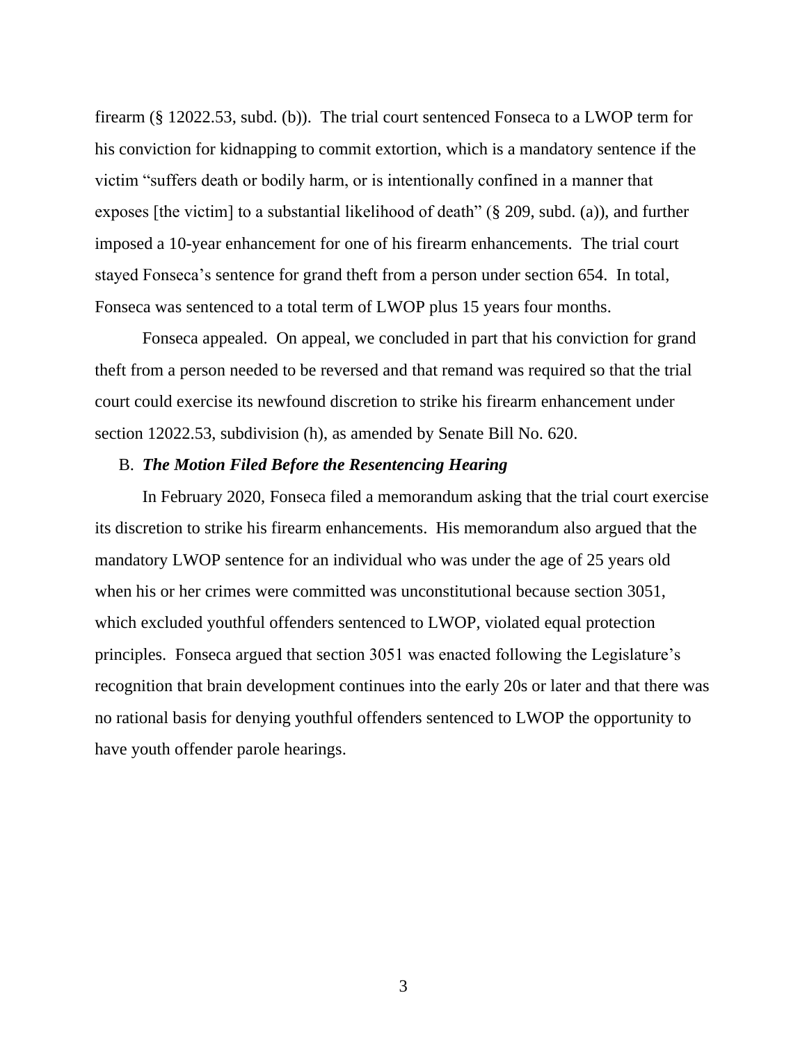firearm (§ 12022.53, subd. (b)). The trial court sentenced Fonseca to a LWOP term for his conviction for kidnapping to commit extortion, which is a mandatory sentence if the victim "suffers death or bodily harm, or is intentionally confined in a manner that exposes [the victim] to a substantial likelihood of death" (§ 209, subd. (a)), and further imposed a 10-year enhancement for one of his firearm enhancements. The trial court stayed Fonseca's sentence for grand theft from a person under section 654. In total, Fonseca was sentenced to a total term of LWOP plus 15 years four months.

Fonseca appealed. On appeal, we concluded in part that his conviction for grand theft from a person needed to be reversed and that remand was required so that the trial court could exercise its newfound discretion to strike his firearm enhancement under section 12022.53, subdivision (h), as amended by Senate Bill No. 620.

B. ***The Motion Filed Before the Resentencing Hearing***

In February 2020, Fonseca filed a memorandum asking that the trial court exercise its discretion to strike his firearm enhancements. His memorandum also argued that the mandatory LWOP sentence for an individual who was under the age of 25 years old when his or her crimes were committed was unconstitutional because section 3051, which excluded youthful offenders sentenced to LWOP, violated equal protection principles. Fonseca argued that section 3051 was enacted following the Legislature's recognition that brain development continues into the early 20s or later and that there was no rational basis for denying youthful offenders sentenced to LWOP the opportunity to have youth offender parole hearings.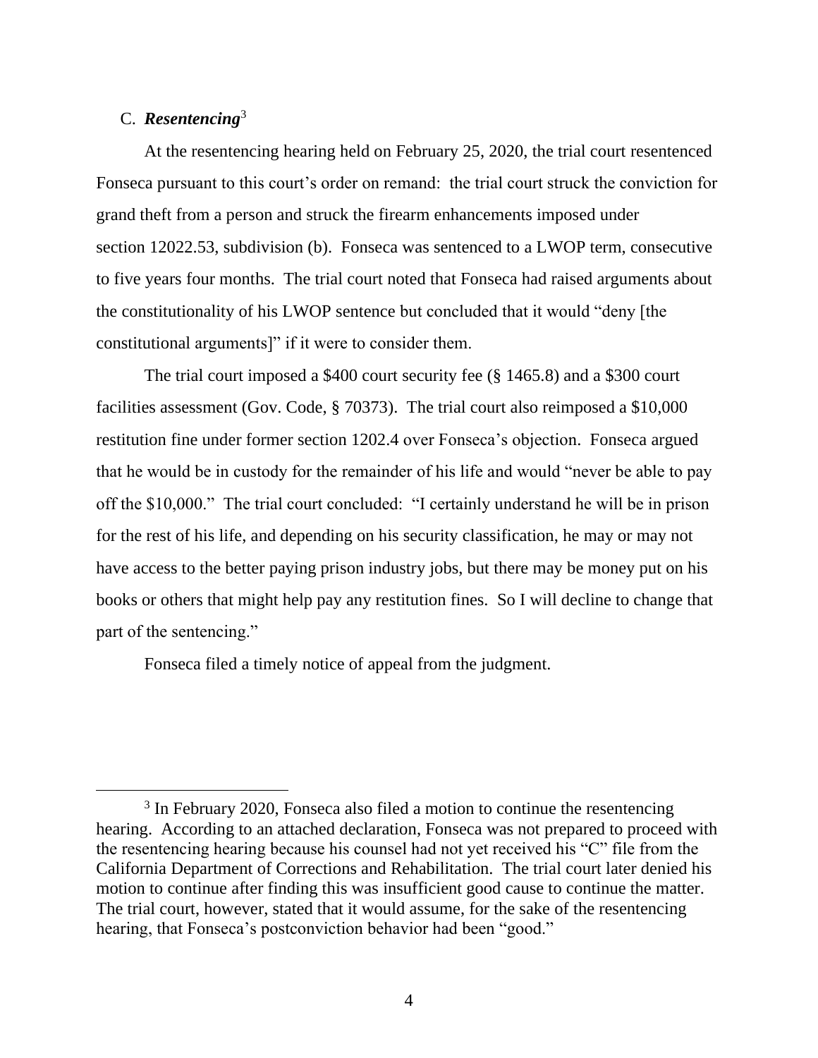### C. ***Resentencing***[3]

At the resentencing hearing held on February 25, 2020, the trial court resentenced Fonseca pursuant to this court's order on remand: the trial court struck the conviction for grand theft from a person and struck the firearm enhancements imposed under section 12022.53, subdivision (b). Fonseca was sentenced to a LWOP term, consecutive to five years four months. The trial court noted that Fonseca had raised arguments about the constitutionality of his LWOP sentence but concluded that it would "deny [the constitutional arguments]" if it were to consider them.

The trial court imposed a $400 court security fee (§ 1465.8) and a $300 court facilities assessment (Gov. Code, § 70373). The trial court also reimposed a $10,000 restitution fine under former section 1202.4 over Fonseca's objection. Fonseca argued that he would be in custody for the remainder of his life and would "never be able to pay off the $10,000." The trial court concluded: "I certainly understand he will be in prison for the rest of his life, and depending on his security classification, he may or may not have access to the better paying prison industry jobs, but there may be money put on his books or others that might help pay any restitution fines. So I will decline to change that part of the sentencing."

Fonseca filed a timely notice of appeal from the judgment.

---

[3] In February 2020, Fonseca also filed a motion to continue the resentencing hearing. According to an attached declaration, Fonseca was not prepared to proceed with the resentencing hearing because his counsel had not yet received his "C" file from the California Department of Corrections and Rehabilitation. The trial court later denied his motion to continue after finding this was insufficient good cause to continue the matter. The trial court, however, stated that it would assume, for the sake of the resentencing hearing, that Fonseca's postconviction behavior had been "good."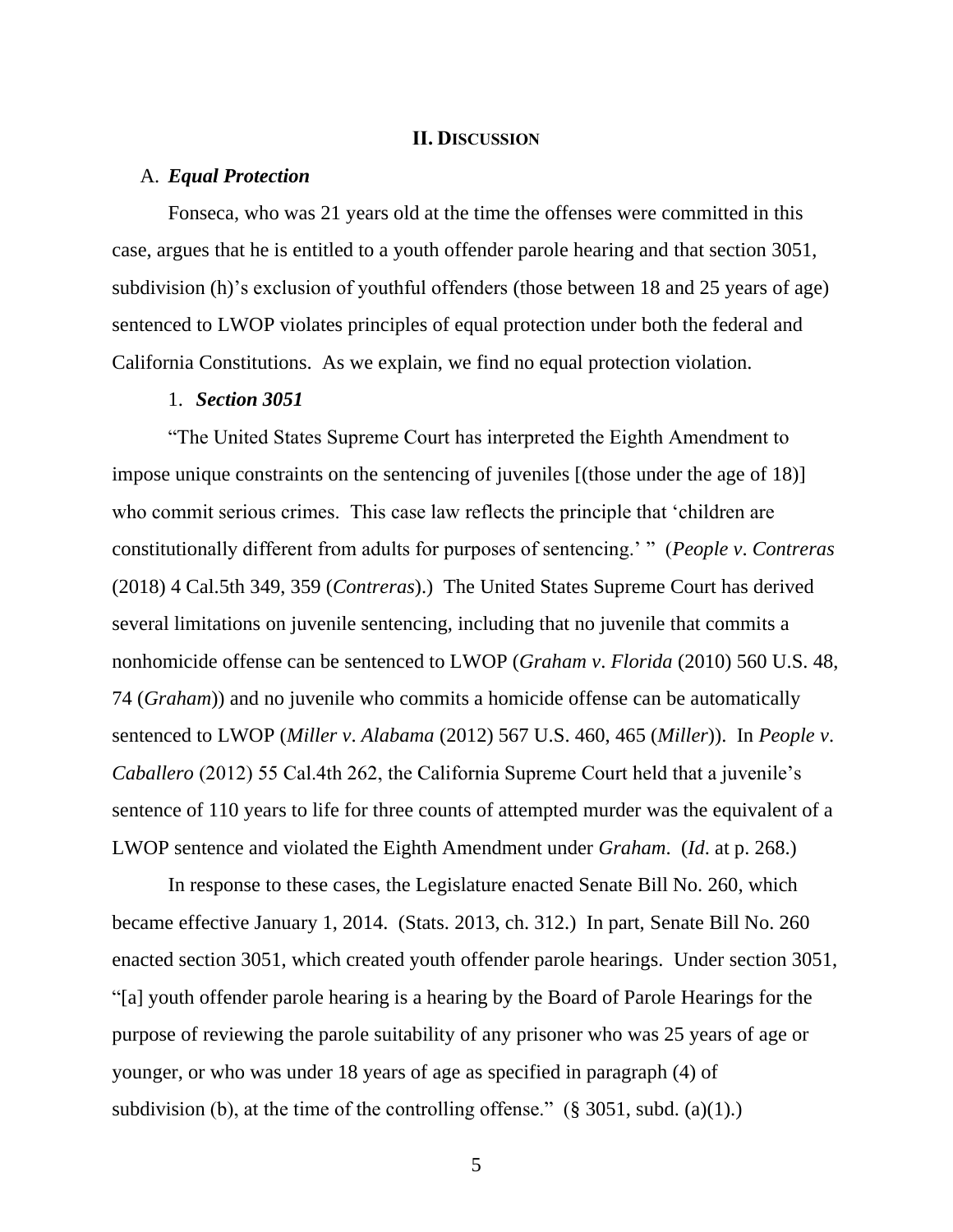## II. Discussion

A. ***Equal Protection***

Fonseca, who was 21 years old at the time the offenses were committed in this case, argues that he is entitled to a youth offender parole hearing and that section 3051, subdivision (h)'s exclusion of youthful offenders (those between 18 and 25 years of age) sentenced to LWOP violates principles of equal protection under both the federal and California Constitutions. As we explain, we find no equal protection violation.

1. ***Section 3051***

"The United States Supreme Court has interpreted the Eighth Amendment to impose unique constraints on the sentencing of juveniles [(those under the age of 18)] who commit serious crimes. This case law reflects the principle that 'children are constitutionally different from adults for purposes of sentencing.' " (*People v. Contreras* (2018) 4 Cal.5th 349, 359 (*Contreras*).) The United States Supreme Court has derived several limitations on juvenile sentencing, including that no juvenile that commits a nonhomicide offense can be sentenced to LWOP (*Graham v. Florida* (2010) 560 U.S. 48, 74 (*Graham*)) and no juvenile who commits a homicide offense can be automatically sentenced to LWOP (*Miller v. Alabama* (2012) 567 U.S. 460, 465 (*Miller*)). In *People v. Caballero* (2012) 55 Cal.4th 262, the California Supreme Court held that a juvenile's sentence of 110 years to life for three counts of attempted murder was the equivalent of a LWOP sentence and violated the Eighth Amendment under *Graham*. (*Id.* at p. 268.)

In response to these cases, the Legislature enacted Senate Bill No. 260, which became effective January 1, 2014. (Stats. 2013, ch. 312.) In part, Senate Bill No. 260 enacted section 3051, which created youth offender parole hearings. Under section 3051, "[a] youth offender parole hearing is a hearing by the Board of Parole Hearings for the purpose of reviewing the parole suitability of any prisoner who was 25 years of age or younger, or who was under 18 years of age as specified in paragraph (4) of subdivision (b), at the time of the controlling offense." (§ 3051, subd. (a)(1).)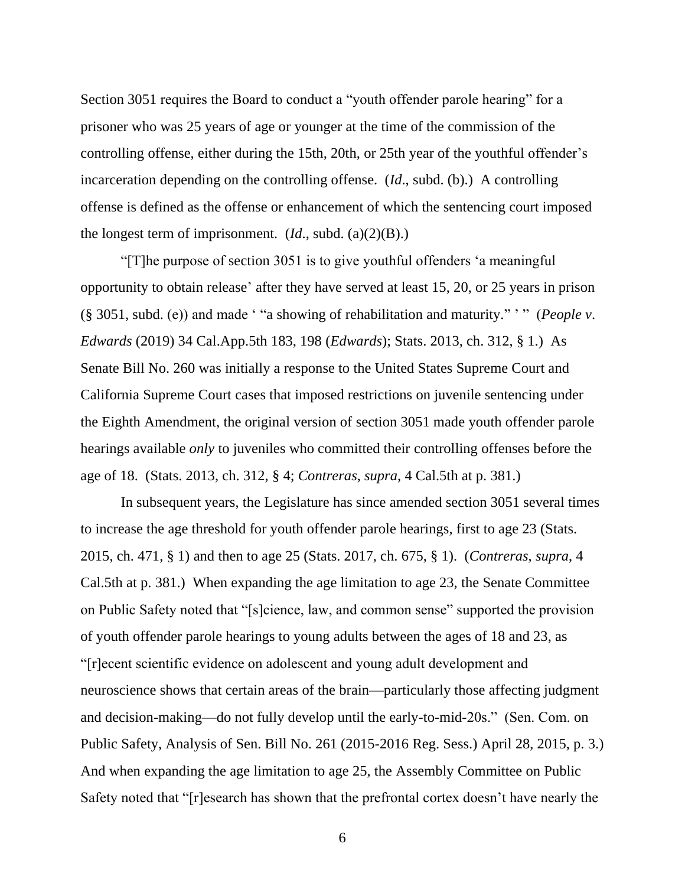Section 3051 requires the Board to conduct a "youth offender parole hearing" for a prisoner who was 25 years of age or younger at the time of the commission of the controlling offense, either during the 15th, 20th, or 25th year of the youthful offender's incarceration depending on the controlling offense. (*Id*., subd. (b).) A controlling offense is defined as the offense or enhancement of which the sentencing court imposed the longest term of imprisonment. (*Id*., subd. (a)(2)(B).)

"[T]he purpose of section 3051 is to give youthful offenders 'a meaningful opportunity to obtain release' after they have served at least 15, 20, or 25 years in prison (§ 3051, subd. (e)) and made ' "a showing of rehabilitation and maturity." ' " (*People v. Edwards* (2019) 34 Cal.App.5th 183, 198 (*Edwards*); Stats. 2013, ch. 312, § 1.) As Senate Bill No. 260 was initially a response to the United States Supreme Court and California Supreme Court cases that imposed restrictions on juvenile sentencing under the Eighth Amendment, the original version of section 3051 made youth offender parole hearings available *only* to juveniles who committed their controlling offenses before the age of 18. (Stats. 2013, ch. 312, § 4; *Contreras*, *supra*, 4 Cal.5th at p. 381.)

In subsequent years, the Legislature has since amended section 3051 several times to increase the age threshold for youth offender parole hearings, first to age 23 (Stats. 2015, ch. 471, § 1) and then to age 25 (Stats. 2017, ch. 675, § 1). (*Contreras*, *supra*, 4 Cal.5th at p. 381.) When expanding the age limitation to age 23, the Senate Committee on Public Safety noted that "[s]cience, law, and common sense" supported the provision of youth offender parole hearings to young adults between the ages of 18 and 23, as "[r]ecent scientific evidence on adolescent and young adult development and neuroscience shows that certain areas of the brain—particularly those affecting judgment and decision-making—do not fully develop until the early-to-mid-20s." (Sen. Com. on Public Safety, Analysis of Sen. Bill No. 261 (2015-2016 Reg. Sess.) April 28, 2015, p. 3.) And when expanding the age limitation to age 25, the Assembly Committee on Public Safety noted that "[r]esearch has shown that the prefrontal cortex doesn't have nearly the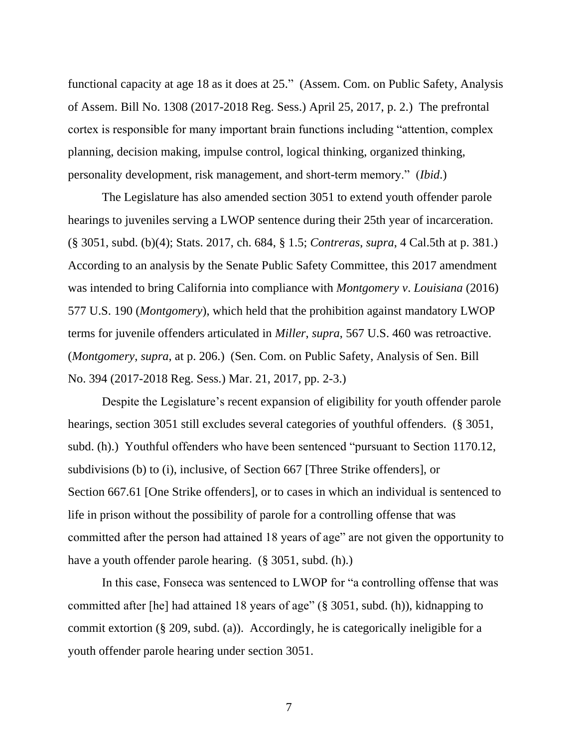functional capacity at age 18 as it does at 25." (Assem. Com. on Public Safety, Analysis of Assem. Bill No. 1308 (2017-2018 Reg. Sess.) April 25, 2017, p. 2.) The prefrontal cortex is responsible for many important brain functions including "attention, complex planning, decision making, impulse control, logical thinking, organized thinking, personality development, risk management, and short-term memory." (*Ibid*.)

The Legislature has also amended section 3051 to extend youth offender parole hearings to juveniles serving a LWOP sentence during their 25th year of incarceration. (§ 3051, subd. (b)(4); Stats. 2017, ch. 684, § 1.5; *Contreras*, *supra*, 4 Cal.5th at p. 381.) According to an analysis by the Senate Public Safety Committee, this 2017 amendment was intended to bring California into compliance with *Montgomery v. Louisiana* (2016) 577 U.S. 190 (*Montgomery*), which held that the prohibition against mandatory LWOP terms for juvenile offenders articulated in *Miller*, *supra*, 567 U.S. 460 was retroactive. (*Montgomery*, *supra*, at p. 206.) (Sen. Com. on Public Safety, Analysis of Sen. Bill No. 394 (2017-2018 Reg. Sess.) Mar. 21, 2017, pp. 2-3.)

Despite the Legislature's recent expansion of eligibility for youth offender parole hearings, section 3051 still excludes several categories of youthful offenders. (§ 3051, subd. (h).) Youthful offenders who have been sentenced "pursuant to Section 1170.12, subdivisions (b) to (i), inclusive, of Section 667 [Three Strike offenders], or Section 667.61 [One Strike offenders], or to cases in which an individual is sentenced to life in prison without the possibility of parole for a controlling offense that was committed after the person had attained 18 years of age" are not given the opportunity to have a youth offender parole hearing. (§ 3051, subd. (h).)

In this case, Fonseca was sentenced to LWOP for "a controlling offense that was committed after [he] had attained 18 years of age" (§ 3051, subd. (h)), kidnapping to commit extortion (§ 209, subd. (a)). Accordingly, he is categorically ineligible for a youth offender parole hearing under section 3051.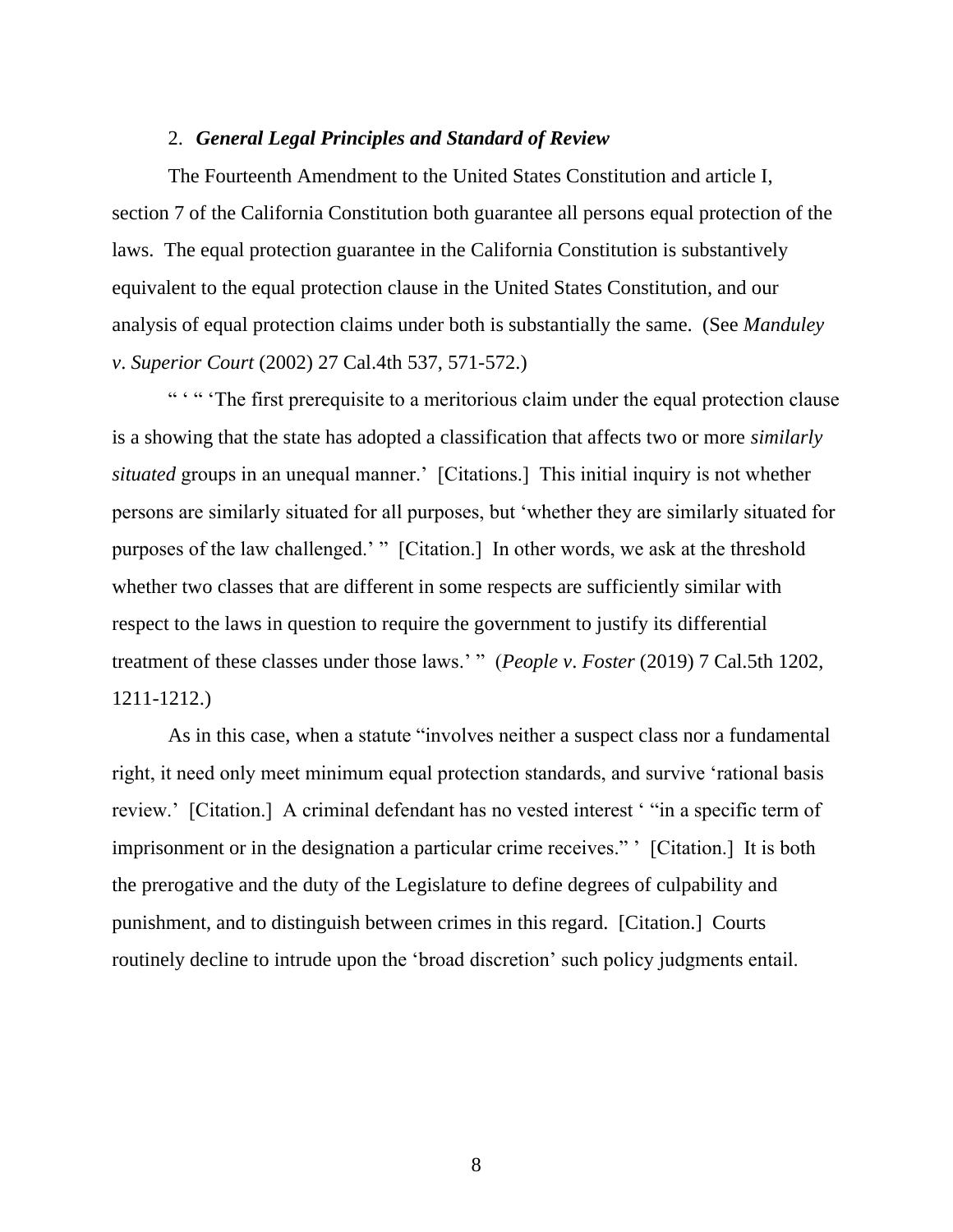2. ***General Legal Principles and Standard of Review***

The Fourteenth Amendment to the United States Constitution and article I, section 7 of the California Constitution both guarantee all persons equal protection of the laws. The equal protection guarantee in the California Constitution is substantively equivalent to the equal protection clause in the United States Constitution, and our analysis of equal protection claims under both is substantially the same. (See *Manduley v. Superior Court* (2002) 27 Cal.4th 537, 571-572.)

" ' " 'The first prerequisite to a meritorious claim under the equal protection clause is a showing that the state has adopted a classification that affects two or more *similarly situated* groups in an unequal manner.' [Citations.] This initial inquiry is not whether persons are similarly situated for all purposes, but 'whether they are similarly situated for purposes of the law challenged.' " [Citation.] In other words, we ask at the threshold whether two classes that are different in some respects are sufficiently similar with respect to the laws in question to require the government to justify its differential treatment of these classes under those laws.' " (*People v. Foster* (2019) 7 Cal.5th 1202, 1211-1212.)

As in this case, when a statute "involves neither a suspect class nor a fundamental right, it need only meet minimum equal protection standards, and survive 'rational basis review.' [Citation.] A criminal defendant has no vested interest ' "in a specific term of imprisonment or in the designation a particular crime receives." ' [Citation.] It is both the prerogative and the duty of the Legislature to define degrees of culpability and punishment, and to distinguish between crimes in this regard. [Citation.] Courts routinely decline to intrude upon the 'broad discretion' such policy judgments entail.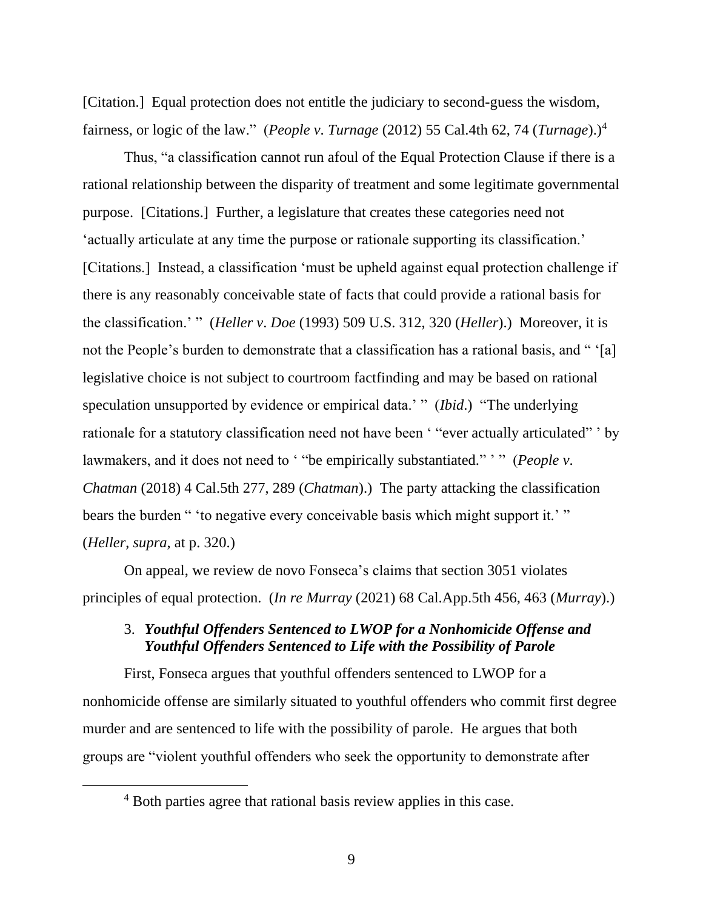[Citation.] Equal protection does not entitle the judiciary to second-guess the wisdom, fairness, or logic of the law." (*People v. Turnage* (2012) 55 Cal.4th 62, 74 (*Turnage*).)[4]

Thus, "a classification cannot run afoul of the Equal Protection Clause if there is a rational relationship between the disparity of treatment and some legitimate governmental purpose. [Citations.] Further, a legislature that creates these categories need not 'actually articulate at any time the purpose or rationale supporting its classification.' [Citations.] Instead, a classification 'must be upheld against equal protection challenge if there is any reasonably conceivable state of facts that could provide a rational basis for the classification.' " (*Heller v. Doe* (1993) 509 U.S. 312, 320 (*Heller*).) Moreover, it is not the People's burden to demonstrate that a classification has a rational basis, and " '[a] legislative choice is not subject to courtroom factfinding and may be based on rational speculation unsupported by evidence or empirical data.' " (*Ibid*.) "The underlying rationale for a statutory classification need not have been ' "ever actually articulated" ' by lawmakers, and it does not need to ' "be empirically substantiated." ' " (*People v. Chatman* (2018) 4 Cal.5th 277, 289 (*Chatman*).) The party attacking the classification bears the burden " 'to negative every conceivable basis which might support it.' " (*Heller*, *supra*, at p. 320.)

On appeal, we review de novo Fonseca's claims that section 3051 violates principles of equal protection. (*In re Murray* (2021) 68 Cal.App.5th 456, 463 (*Murray*).)

### 3. *Youthful Offenders Sentenced to LWOP for a Nonhomicide Offense and Youthful Offenders Sentenced to Life with the Possibility of Parole*

First, Fonseca argues that youthful offenders sentenced to LWOP for a nonhomicide offense are similarly situated to youthful offenders who commit first degree murder and are sentenced to life with the possibility of parole. He argues that both groups are "violent youthful offenders who seek the opportunity to demonstrate after

[4] Both parties agree that rational basis review applies in this case.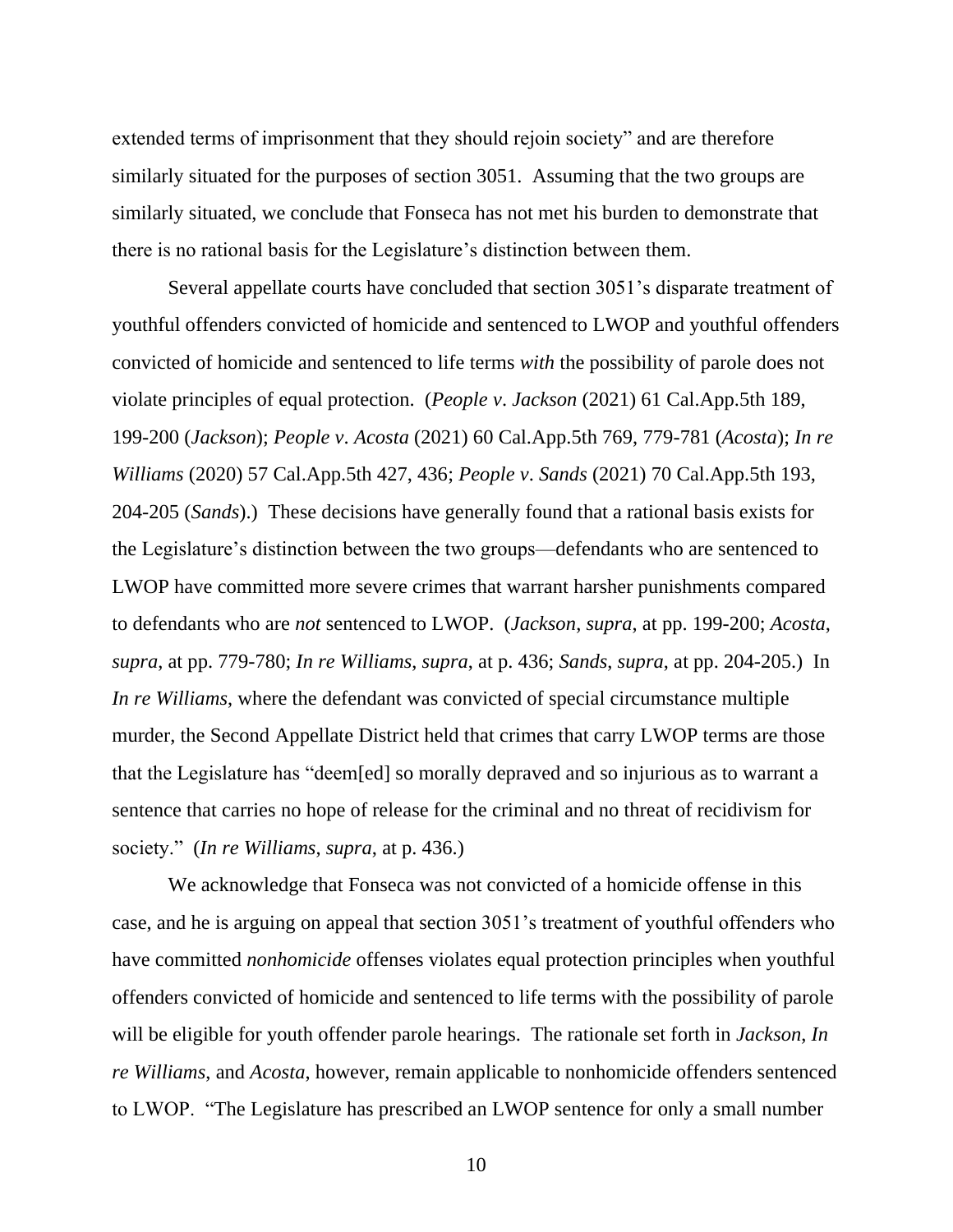extended terms of imprisonment that they should rejoin society" and are therefore similarly situated for the purposes of section 3051. Assuming that the two groups are similarly situated, we conclude that Fonseca has not met his burden to demonstrate that there is no rational basis for the Legislature's distinction between them.

Several appellate courts have concluded that section 3051's disparate treatment of youthful offenders convicted of homicide and sentenced to LWOP and youthful offenders convicted of homicide and sentenced to life terms *with* the possibility of parole does not violate principles of equal protection. (*People v. Jackson* (2021) 61 Cal.App.5th 189, 199-200 (*Jackson*); *People v. Acosta* (2021) 60 Cal.App.5th 769, 779-781 (*Acosta*); *In re Williams* (2020) 57 Cal.App.5th 427, 436; *People v. Sands* (2021) 70 Cal.App.5th 193, 204-205 (*Sands*).) These decisions have generally found that a rational basis exists for the Legislature's distinction between the two groups—defendants who are sentenced to LWOP have committed more severe crimes that warrant harsher punishments compared to defendants who are *not* sentenced to LWOP. (*Jackson*, *supra*, at pp. 199-200; *Acosta*, *supra*, at pp. 779-780; *In re Williams*, *supra*, at p. 436; *Sands*, *supra*, at pp. 204-205.) In *In re Williams*, where the defendant was convicted of special circumstance multiple murder, the Second Appellate District held that crimes that carry LWOP terms are those that the Legislature has "deem[ed] so morally depraved and so injurious as to warrant a sentence that carries no hope of release for the criminal and no threat of recidivism for society." (*In re Williams*, *supra*, at p. 436.)

We acknowledge that Fonseca was not convicted of a homicide offense in this case, and he is arguing on appeal that section 3051's treatment of youthful offenders who have committed *nonhomicide* offenses violates equal protection principles when youthful offenders convicted of homicide and sentenced to life terms with the possibility of parole will be eligible for youth offender parole hearings. The rationale set forth in *Jackson*, *In re Williams*, and *Acosta*, however, remain applicable to nonhomicide offenders sentenced to LWOP. "The Legislature has prescribed an LWOP sentence for only a small number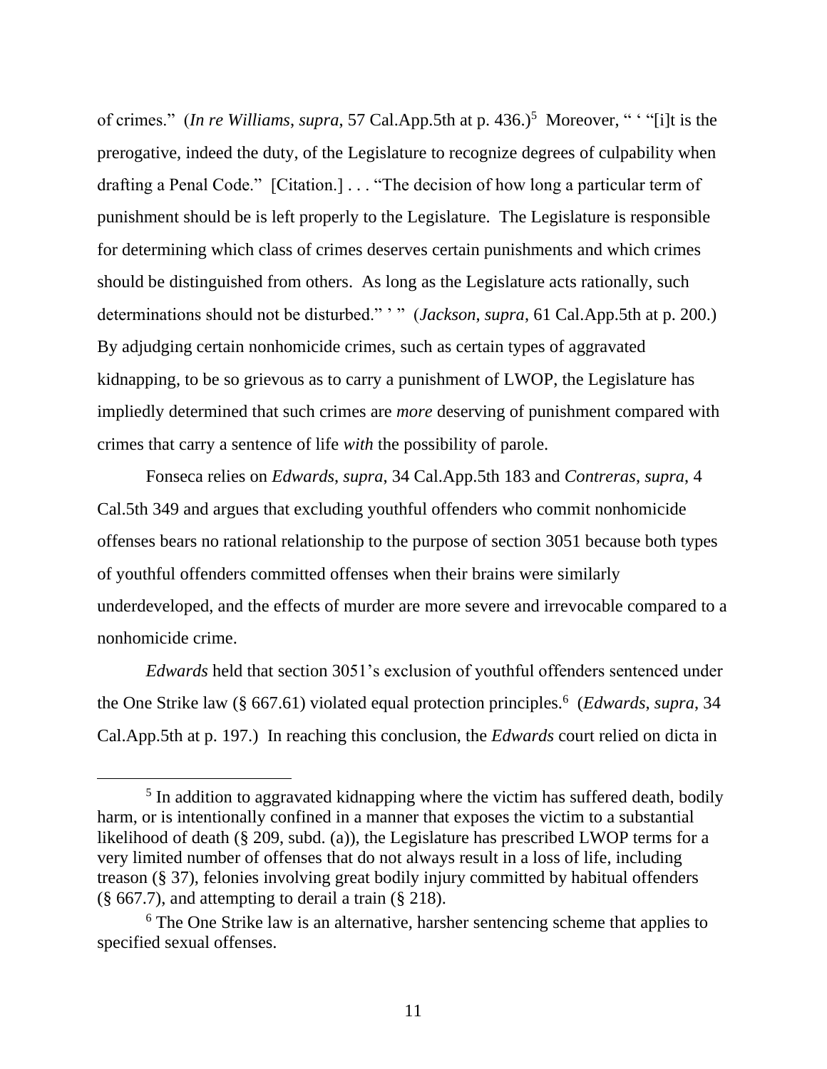of crimes." (*In re Williams*, *supra*, 57 Cal.App.5th at p. 436.)[5] Moreover, " ' "[i]t is the prerogative, indeed the duty, of the Legislature to recognize degrees of culpability when drafting a Penal Code." [Citation.] . . . "The decision of how long a particular term of punishment should be is left properly to the Legislature. The Legislature is responsible for determining which class of crimes deserves certain punishments and which crimes should be distinguished from others. As long as the Legislature acts rationally, such determinations should not be disturbed." ' " (*Jackson*, *supra*, 61 Cal.App.5th at p. 200.) By adjudging certain nonhomicide crimes, such as certain types of aggravated kidnapping, to be so grievous as to carry a punishment of LWOP, the Legislature has impliedly determined that such crimes are *more* deserving of punishment compared with crimes that carry a sentence of life *with* the possibility of parole.

Fonseca relies on *Edwards*, *supra*, 34 Cal.App.5th 183 and *Contreras*, *supra*, 4 Cal.5th 349 and argues that excluding youthful offenders who commit nonhomicide offenses bears no rational relationship to the purpose of section 3051 because both types of youthful offenders committed offenses when their brains were similarly underdeveloped, and the effects of murder are more severe and irrevocable compared to a nonhomicide crime.

*Edwards* held that section 3051's exclusion of youthful offenders sentenced under the One Strike law (§ 667.61) violated equal protection principles.[6] (*Edwards*, *supra*, 34 Cal.App.5th at p. 197.) In reaching this conclusion, the *Edwards* court relied on dicta in

---

[5] In addition to aggravated kidnapping where the victim has suffered death, bodily harm, or is intentionally confined in a manner that exposes the victim to a substantial likelihood of death (§ 209, subd. (a)), the Legislature has prescribed LWOP terms for a very limited number of offenses that do not always result in a loss of life, including treason (§ 37), felonies involving great bodily injury committed by habitual offenders (§ 667.7), and attempting to derail a train (§ 218).

[6] The One Strike law is an alternative, harsher sentencing scheme that applies to specified sexual offenses.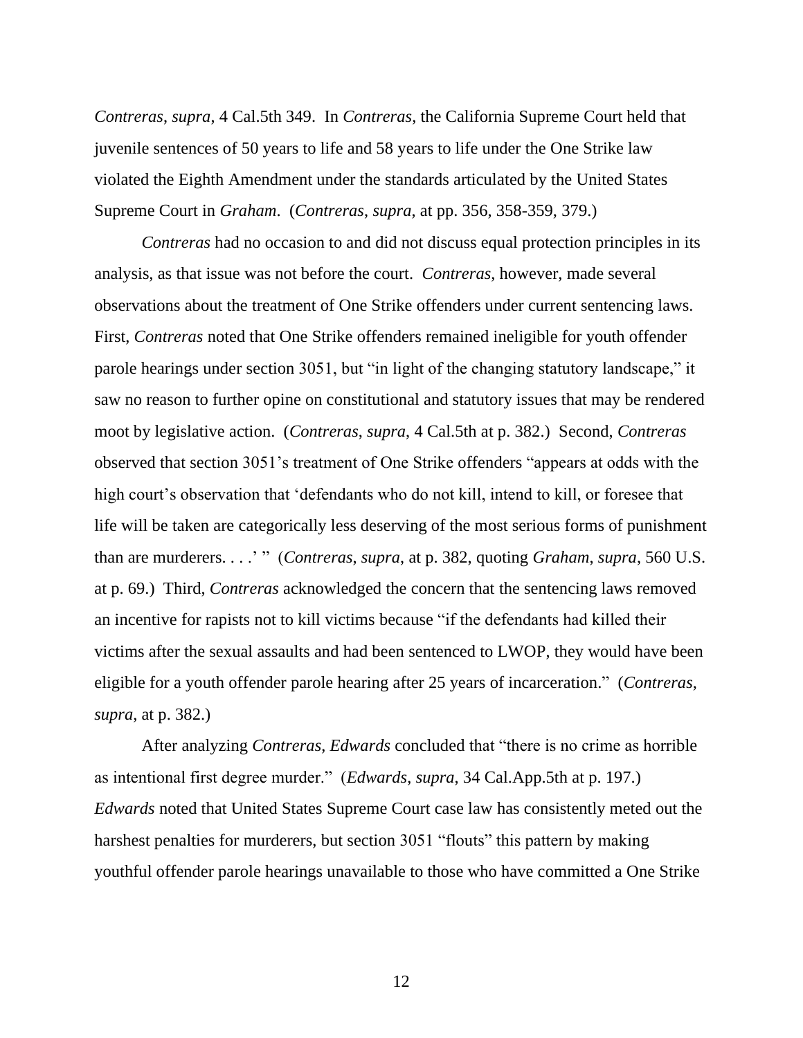*Contreras*, *supra*, 4 Cal.5th 349. In *Contreras*, the California Supreme Court held that juvenile sentences of 50 years to life and 58 years to life under the One Strike law violated the Eighth Amendment under the standards articulated by the United States Supreme Court in *Graham*. (*Contreras*, *supra*, at pp. 356, 358-359, 379.)

*Contreras* had no occasion to and did not discuss equal protection principles in its analysis, as that issue was not before the court. *Contreras*, however, made several observations about the treatment of One Strike offenders under current sentencing laws. First, *Contreras* noted that One Strike offenders remained ineligible for youth offender parole hearings under section 3051, but "in light of the changing statutory landscape," it saw no reason to further opine on constitutional and statutory issues that may be rendered moot by legislative action. (*Contreras*, *supra*, 4 Cal.5th at p. 382.) Second, *Contreras* observed that section 3051's treatment of One Strike offenders "appears at odds with the high court's observation that 'defendants who do not kill, intend to kill, or foresee that life will be taken are categorically less deserving of the most serious forms of punishment than are murderers. . . .' " (*Contreras*, *supra*, at p. 382, quoting *Graham*, *supra*, 560 U.S. at p. 69.) Third, *Contreras* acknowledged the concern that the sentencing laws removed an incentive for rapists not to kill victims because "if the defendants had killed their victims after the sexual assaults and had been sentenced to LWOP, they would have been eligible for a youth offender parole hearing after 25 years of incarceration." (*Contreras*, *supra*, at p. 382.)

After analyzing *Contreras*, *Edwards* concluded that "there is no crime as horrible as intentional first degree murder." (*Edwards*, *supra*, 34 Cal.App.5th at p. 197.) *Edwards* noted that United States Supreme Court case law has consistently meted out the harshest penalties for murderers, but section 3051 "flouts" this pattern by making youthful offender parole hearings unavailable to those who have committed a One Strike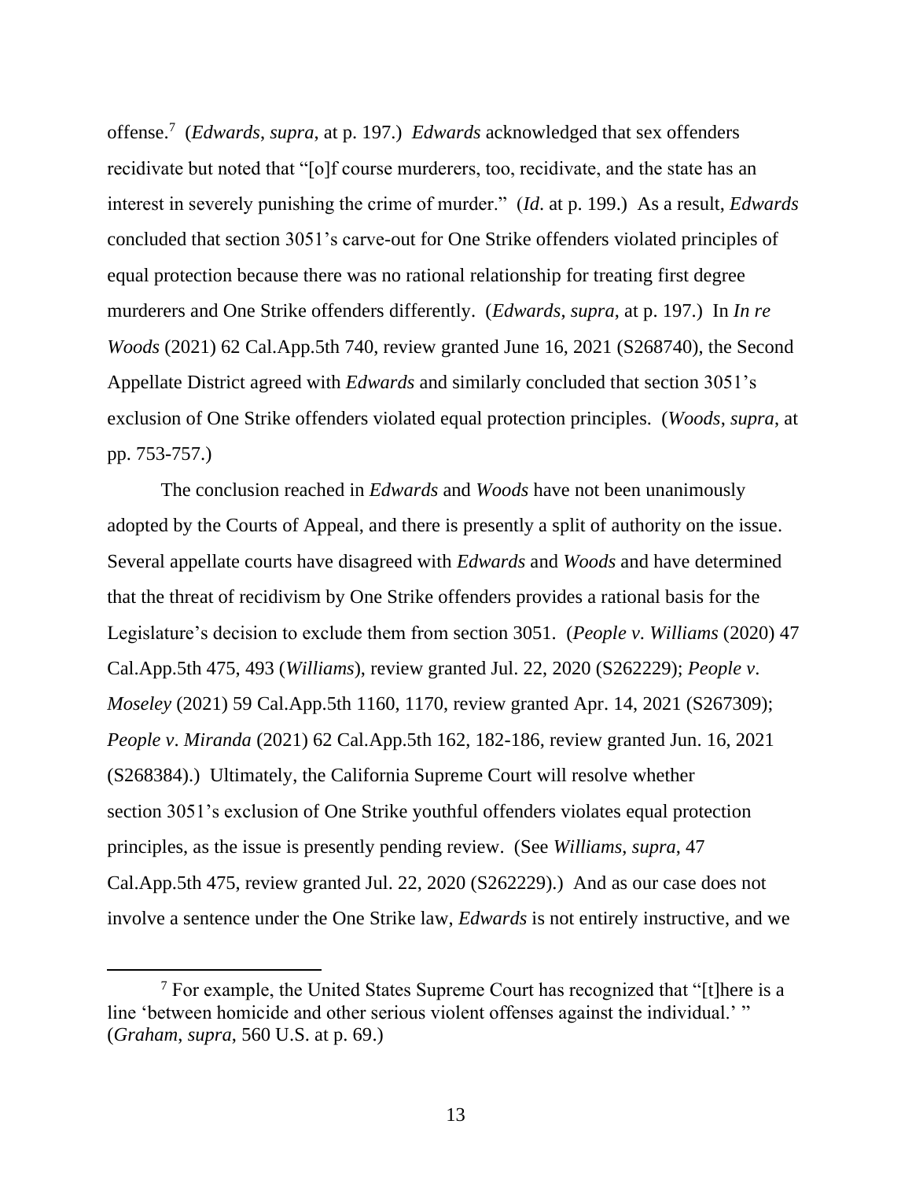offense.[7] (*Edwards*, *supra*, at p. 197.) *Edwards* acknowledged that sex offenders recidivate but noted that "[o]f course murderers, too, recidivate, and the state has an interest in severely punishing the crime of murder." (*Id*. at p. 199.) As a result, *Edwards* concluded that section 3051's carve-out for One Strike offenders violated principles of equal protection because there was no rational relationship for treating first degree murderers and One Strike offenders differently. (*Edwards*, *supra,* at p. 197.) In *In re Woods* (2021) 62 Cal.App.5th 740, review granted June 16, 2021 (S268740), the Second Appellate District agreed with *Edwards* and similarly concluded that section 3051's exclusion of One Strike offenders violated equal protection principles. (*Woods*, *supra*, at pp. 753-757.)

The conclusion reached in *Edwards* and *Woods* have not been unanimously adopted by the Courts of Appeal, and there is presently a split of authority on the issue. Several appellate courts have disagreed with *Edwards* and *Woods* and have determined that the threat of recidivism by One Strike offenders provides a rational basis for the Legislature's decision to exclude them from section 3051. (*People v. Williams* (2020) 47 Cal.App.5th 475, 493 (*Williams*), review granted Jul. 22, 2020 (S262229); *People v. Moseley* (2021) 59 Cal.App.5th 1160, 1170, review granted Apr. 14, 2021 (S267309); *People v. Miranda* (2021) 62 Cal.App.5th 162, 182-186, review granted Jun. 16, 2021 (S268384).) Ultimately, the California Supreme Court will resolve whether section 3051's exclusion of One Strike youthful offenders violates equal protection principles, as the issue is presently pending review. (See *Williams*, *supra*, 47 Cal.App.5th 475, review granted Jul. 22, 2020 (S262229).) And as our case does not involve a sentence under the One Strike law, *Edwards* is not entirely instructive, and we

---

[7] For example, the United States Supreme Court has recognized that "[t]here is a line 'between homicide and other serious violent offenses against the individual.' " (*Graham*, *supra*, 560 U.S. at p. 69.)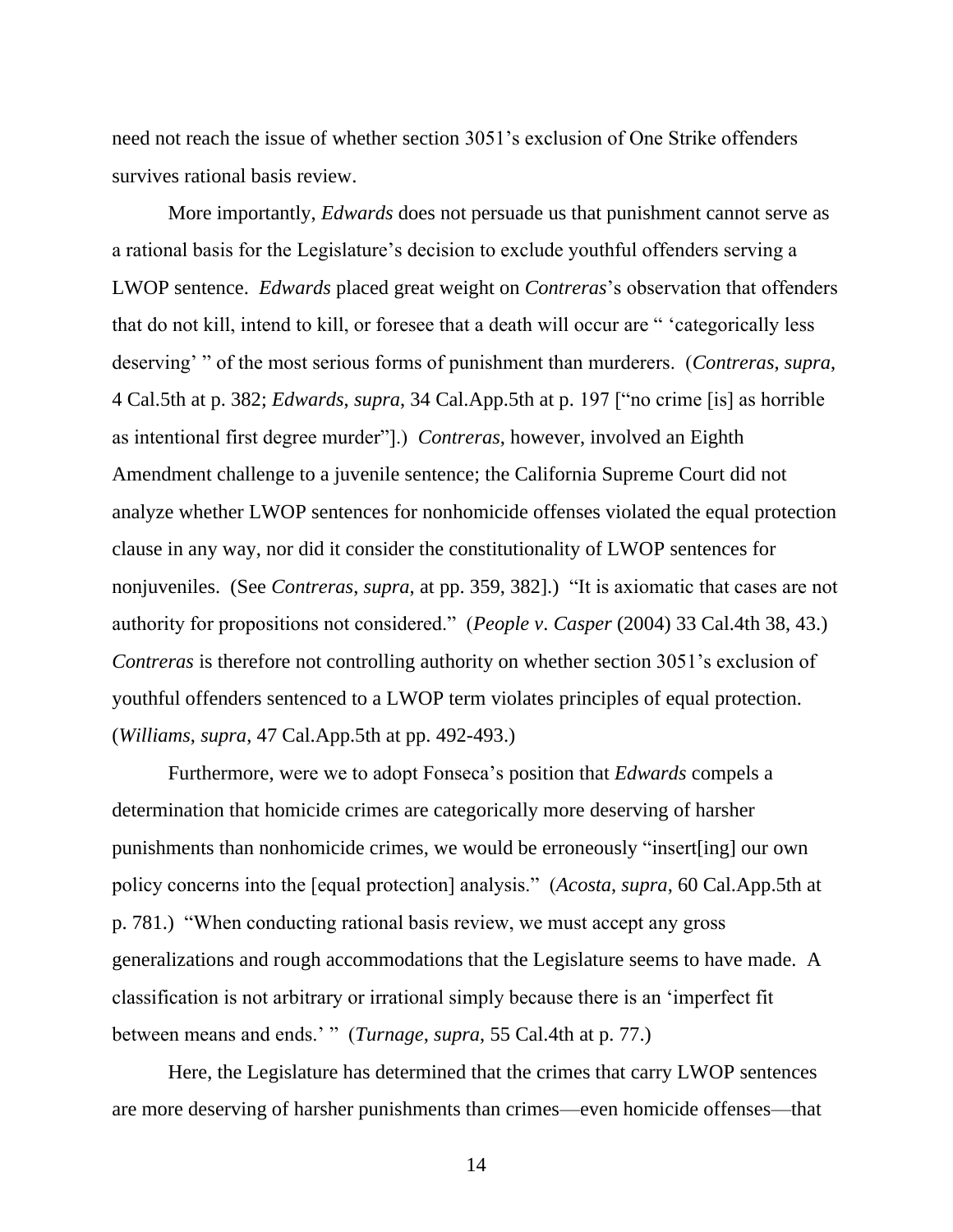need not reach the issue of whether section 3051's exclusion of One Strike offenders survives rational basis review.

More importantly, *Edwards* does not persuade us that punishment cannot serve as a rational basis for the Legislature's decision to exclude youthful offenders serving a LWOP sentence. *Edwards* placed great weight on *Contreras*'s observation that offenders that do not kill, intend to kill, or foresee that a death will occur are " 'categorically less deserving' " of the most serious forms of punishment than murderers. (*Contreras*, *supra*, 4 Cal.5th at p. 382; *Edwards*, *supra*, 34 Cal.App.5th at p. 197 ["no crime [is] as horrible as intentional first degree murder"].) *Contreras*, however, involved an Eighth Amendment challenge to a juvenile sentence; the California Supreme Court did not analyze whether LWOP sentences for nonhomicide offenses violated the equal protection clause in any way, nor did it consider the constitutionality of LWOP sentences for nonjuveniles. (See *Contreras*, *supra*, at pp. 359, 382].) "It is axiomatic that cases are not authority for propositions not considered." (*People v. Casper* (2004) 33 Cal.4th 38, 43.) *Contreras* is therefore not controlling authority on whether section 3051's exclusion of youthful offenders sentenced to a LWOP term violates principles of equal protection. (*Williams*, *supra*, 47 Cal.App.5th at pp. 492-493.)

Furthermore, were we to adopt Fonseca's position that *Edwards* compels a determination that homicide crimes are categorically more deserving of harsher punishments than nonhomicide crimes, we would be erroneously "insert[ing] our own policy concerns into the [equal protection] analysis." (*Acosta*, *supra*, 60 Cal.App.5th at p. 781.) "When conducting rational basis review, we must accept any gross generalizations and rough accommodations that the Legislature seems to have made. A classification is not arbitrary or irrational simply because there is an 'imperfect fit between means and ends.' " (*Turnage*, *supra*, 55 Cal.4th at p. 77.)

Here, the Legislature has determined that the crimes that carry LWOP sentences are more deserving of harsher punishments than crimes—even homicide offenses—that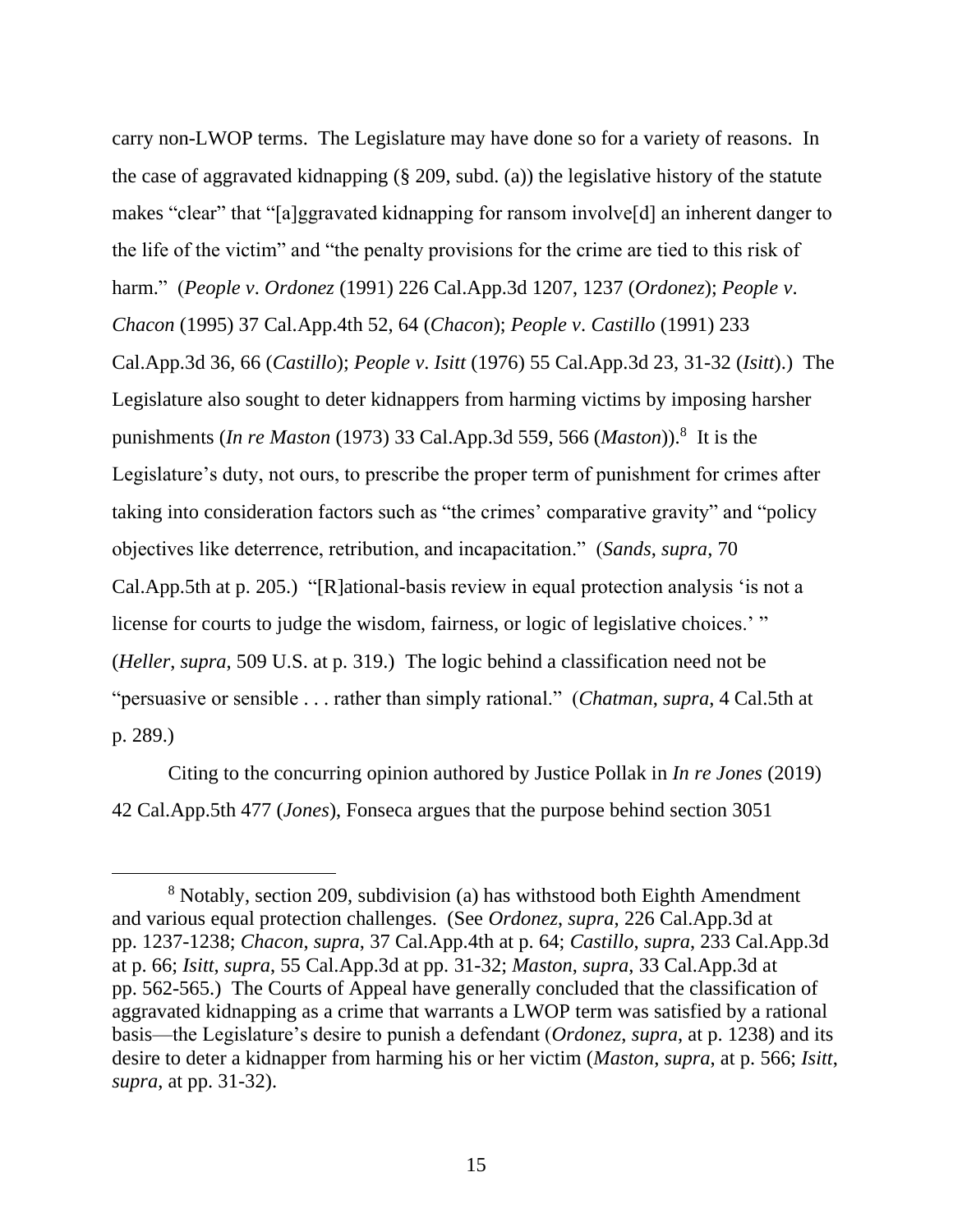carry non-LWOP terms. The Legislature may have done so for a variety of reasons. In the case of aggravated kidnapping (§ 209, subd. (a)) the legislative history of the statute makes "clear" that "[a]ggravated kidnapping for ransom involve[d] an inherent danger to the life of the victim" and "the penalty provisions for the crime are tied to this risk of harm." (*People v. Ordonez* (1991) 226 Cal.App.3d 1207, 1237 (*Ordonez*); *People v. Chacon* (1995) 37 Cal.App.4th 52, 64 (*Chacon*); *People v. Castillo* (1991) 233 Cal.App.3d 36, 66 (*Castillo*); *People v. Isitt* (1976) 55 Cal.App.3d 23, 31-32 (*Isitt*).) The Legislature also sought to deter kidnappers from harming victims by imposing harsher punishments (*In re Maston* (1973) 33 Cal.App.3d 559, 566 (*Maston*)).[8] It is the Legislature's duty, not ours, to prescribe the proper term of punishment for crimes after taking into consideration factors such as "the crimes' comparative gravity" and "policy objectives like deterrence, retribution, and incapacitation." (*Sands*, *supra*, 70 Cal.App.5th at p. 205.) "[R]ational-basis review in equal protection analysis 'is not a license for courts to judge the wisdom, fairness, or logic of legislative choices.' " (*Heller*, *supra*, 509 U.S. at p. 319.) The logic behind a classification need not be "persuasive or sensible . . . rather than simply rational." (*Chatman*, *supra*, 4 Cal.5th at p. 289.)

Citing to the concurring opinion authored by Justice Pollak in *In re Jones* (2019) 42 Cal.App.5th 477 (*Jones*), Fonseca argues that the purpose behind section 3051

---

[8] Notably, section 209, subdivision (a) has withstood both Eighth Amendment and various equal protection challenges. (See *Ordonez*, *supra*, 226 Cal.App.3d at pp. 1237-1238; *Chacon*, *supra*, 37 Cal.App.4th at p. 64; *Castillo*, *supra*, 233 Cal.App.3d at p. 66; *Isitt*, *supra*, 55 Cal.App.3d at pp. 31-32; *Maston*, *supra*, 33 Cal.App.3d at pp. 562-565.) The Courts of Appeal have generally concluded that the classification of aggravated kidnapping as a crime that warrants a LWOP term was satisfied by a rational basis—the Legislature's desire to punish a defendant (*Ordonez*, *supra*, at p. 1238) and its desire to deter a kidnapper from harming his or her victim (*Maston*, *supra*, at p. 566; *Isitt*, *supra*, at pp. 31-32).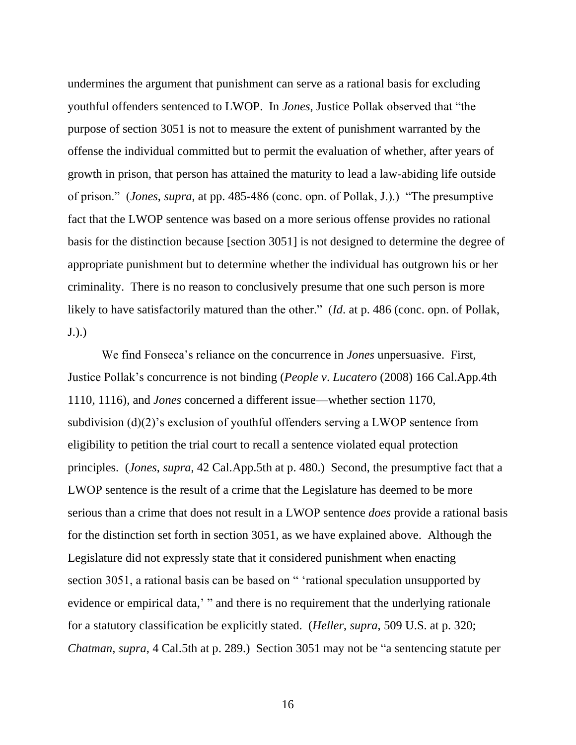undermines the argument that punishment can serve as a rational basis for excluding youthful offenders sentenced to LWOP. In *Jones*, Justice Pollak observed that "the purpose of section 3051 is not to measure the extent of punishment warranted by the offense the individual committed but to permit the evaluation of whether, after years of growth in prison, that person has attained the maturity to lead a law-abiding life outside of prison." (*Jones*, *supra*, at pp. 485-486 (conc. opn. of Pollak, J.).) "The presumptive fact that the LWOP sentence was based on a more serious offense provides no rational basis for the distinction because [section 3051] is not designed to determine the degree of appropriate punishment but to determine whether the individual has outgrown his or her criminality. There is no reason to conclusively presume that one such person is more likely to have satisfactorily matured than the other." (*Id*. at p. 486 (conc. opn. of Pollak, J.).)

We find Fonseca's reliance on the concurrence in *Jones* unpersuasive. First, Justice Pollak's concurrence is not binding (*People v. Lucatero* (2008) 166 Cal.App.4th 1110, 1116), and *Jones* concerned a different issue—whether section 1170, subdivision (d)(2)'s exclusion of youthful offenders serving a LWOP sentence from eligibility to petition the trial court to recall a sentence violated equal protection principles. (*Jones*, *supra*, 42 Cal.App.5th at p. 480.) Second, the presumptive fact that a LWOP sentence is the result of a crime that the Legislature has deemed to be more serious than a crime that does not result in a LWOP sentence *does* provide a rational basis for the distinction set forth in section 3051, as we have explained above. Although the Legislature did not expressly state that it considered punishment when enacting section 3051, a rational basis can be based on " 'rational speculation unsupported by evidence or empirical data,' " and there is no requirement that the underlying rationale for a statutory classification be explicitly stated. (*Heller*, *supra*, 509 U.S. at p. 320; *Chatman*, *supra*, 4 Cal.5th at p. 289.) Section 3051 may not be "a sentencing statute per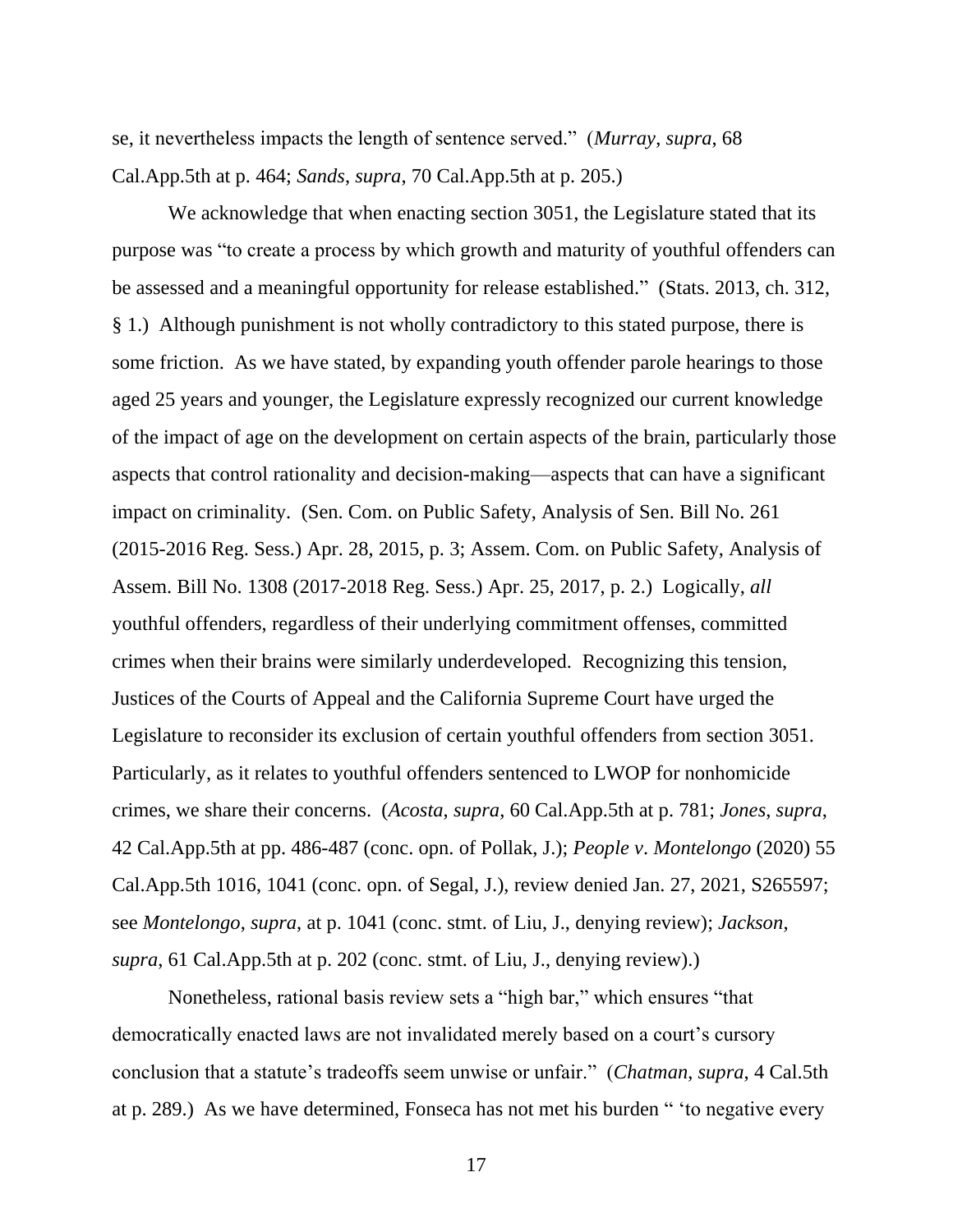se, it nevertheless impacts the length of sentence served." (*Murray*, *supra*, 68 Cal.App.5th at p. 464; *Sands*, *supra*, 70 Cal.App.5th at p. 205.)

We acknowledge that when enacting section 3051, the Legislature stated that its purpose was "to create a process by which growth and maturity of youthful offenders can be assessed and a meaningful opportunity for release established." (Stats. 2013, ch. 312, § 1.) Although punishment is not wholly contradictory to this stated purpose, there is some friction. As we have stated, by expanding youth offender parole hearings to those aged 25 years and younger, the Legislature expressly recognized our current knowledge of the impact of age on the development on certain aspects of the brain, particularly those aspects that control rationality and decision-making—aspects that can have a significant impact on criminality. (Sen. Com. on Public Safety, Analysis of Sen. Bill No. 261 (2015-2016 Reg. Sess.) Apr. 28, 2015, p. 3; Assem. Com. on Public Safety, Analysis of Assem. Bill No. 1308 (2017-2018 Reg. Sess.) Apr. 25, 2017, p. 2.) Logically, *all* youthful offenders, regardless of their underlying commitment offenses, committed crimes when their brains were similarly underdeveloped. Recognizing this tension, Justices of the Courts of Appeal and the California Supreme Court have urged the Legislature to reconsider its exclusion of certain youthful offenders from section 3051. Particularly, as it relates to youthful offenders sentenced to LWOP for nonhomicide crimes, we share their concerns. (*Acosta*, *supra*, 60 Cal.App.5th at p. 781; *Jones*, *supra*, 42 Cal.App.5th at pp. 486-487 (conc. opn. of Pollak, J.); *People v. Montelongo* (2020) 55 Cal.App.5th 1016, 1041 (conc. opn. of Segal, J.), review denied Jan. 27, 2021, S265597; see *Montelongo*, *supra*, at p. 1041 (conc. stmt. of Liu, J., denying review); *Jackson*, *supra*, 61 Cal.App.5th at p. 202 (conc. stmt. of Liu, J., denying review).)

Nonetheless, rational basis review sets a "high bar," which ensures "that democratically enacted laws are not invalidated merely based on a court's cursory conclusion that a statute's tradeoffs seem unwise or unfair." (*Chatman*, *supra*, 4 Cal.5th at p. 289.) As we have determined, Fonseca has not met his burden " 'to negative every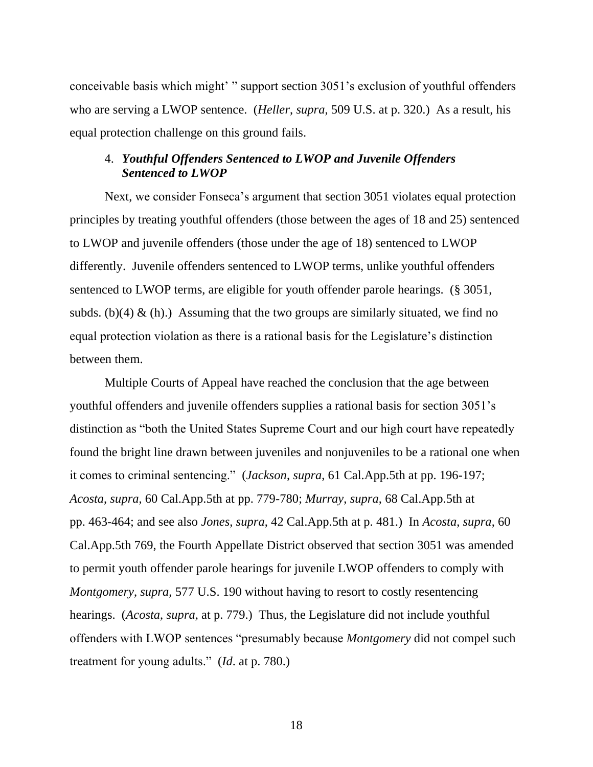conceivable basis which might' " support section 3051's exclusion of youthful offenders who are serving a LWOP sentence. (*Heller*, *supra*, 509 U.S. at p. 320.) As a result, his equal protection challenge on this ground fails.

#### 4. ***Youthful Offenders Sentenced to LWOP and Juvenile Offenders Sentenced to LWOP***

Next, we consider Fonseca's argument that section 3051 violates equal protection principles by treating youthful offenders (those between the ages of 18 and 25) sentenced to LWOP and juvenile offenders (those under the age of 18) sentenced to LWOP differently. Juvenile offenders sentenced to LWOP terms, unlike youthful offenders sentenced to LWOP terms, are eligible for youth offender parole hearings. (§ 3051, subds. (b)(4) & (h).) Assuming that the two groups are similarly situated, we find no equal protection violation as there is a rational basis for the Legislature's distinction between them.

Multiple Courts of Appeal have reached the conclusion that the age between youthful offenders and juvenile offenders supplies a rational basis for section 3051's distinction as "both the United States Supreme Court and our high court have repeatedly found the bright line drawn between juveniles and nonjuveniles to be a rational one when it comes to criminal sentencing." (*Jackson*, *supra*, 61 Cal.App.5th at pp. 196-197; *Acosta*, *supra*, 60 Cal.App.5th at pp. 779-780; *Murray*, *supra*, 68 Cal.App.5th at pp. 463-464; and see also *Jones*, *supra*, 42 Cal.App.5th at p. 481.) In *Acosta*, *supra*, 60 Cal.App.5th 769, the Fourth Appellate District observed that section 3051 was amended to permit youth offender parole hearings for juvenile LWOP offenders to comply with *Montgomery*, *supra*, 577 U.S. 190 without having to resort to costly resentencing hearings. (*Acosta*, *supra*, at p. 779.) Thus, the Legislature did not include youthful offenders with LWOP sentences "presumably because *Montgomery* did not compel such treatment for young adults." (*Id*. at p. 780.)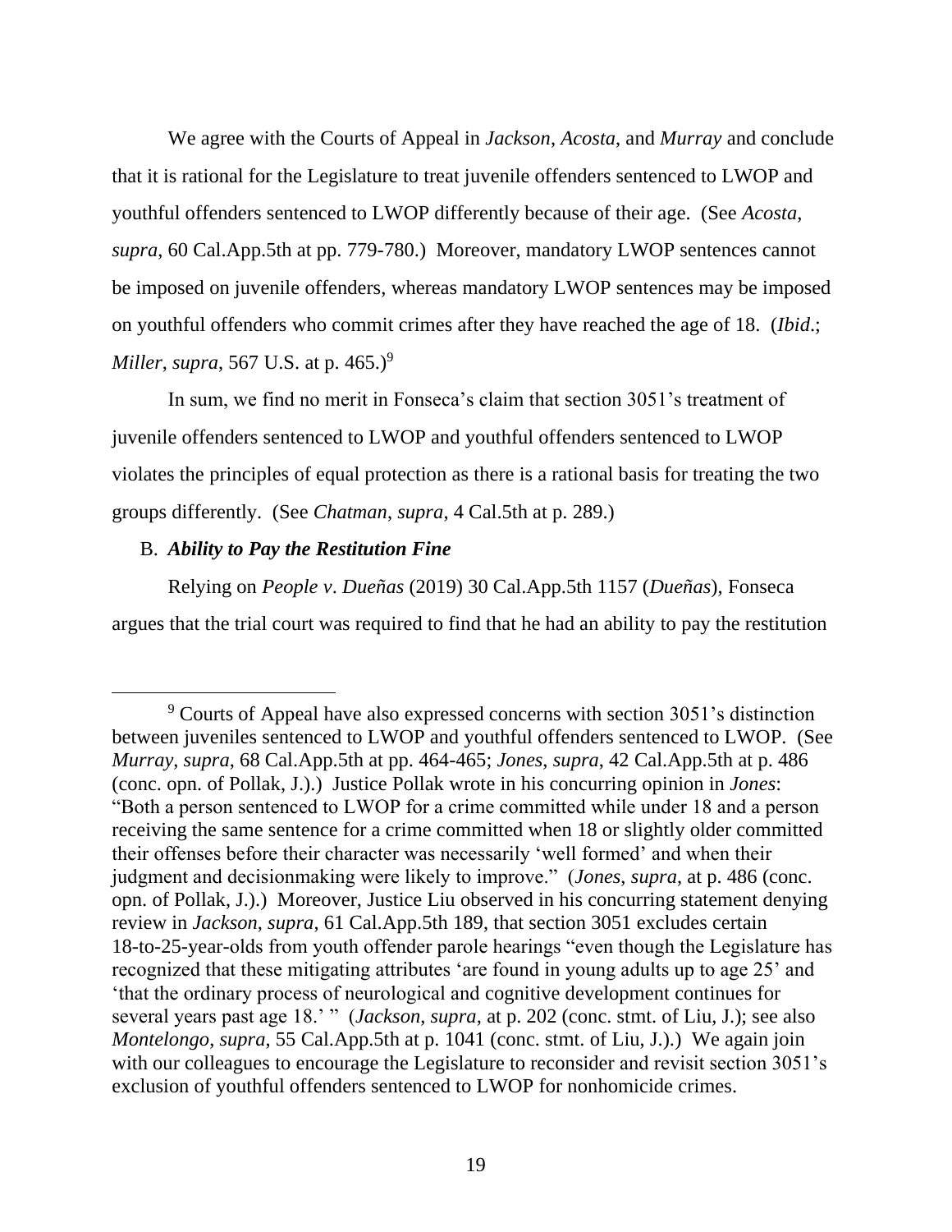We agree with the Courts of Appeal in *Jackson*, *Acosta*, and *Murray* and conclude that it is rational for the Legislature to treat juvenile offenders sentenced to LWOP and youthful offenders sentenced to LWOP differently because of their age. (See *Acosta*, *supra*, 60 Cal.App.5th at pp. 779-780.) Moreover, mandatory LWOP sentences cannot be imposed on juvenile offenders, whereas mandatory LWOP sentences may be imposed on youthful offenders who commit crimes after they have reached the age of 18. (*Ibid*.; *Miller*, *supra*, 567 U.S. at p. 465.)[9]

In sum, we find no merit in Fonseca's claim that section 3051's treatment of juvenile offenders sentenced to LWOP and youthful offenders sentenced to LWOP violates the principles of equal protection as there is a rational basis for treating the two groups differently. (See *Chatman*, *supra*, 4 Cal.5th at p. 289.)

B. ***Ability to Pay the Restitution Fine***

Relying on *People v. Dueñas* (2019) 30 Cal.App.5th 1157 (*Dueñas*), Fonseca argues that the trial court was required to find that he had an ability to pay the restitution

---

[9] Courts of Appeal have also expressed concerns with section 3051's distinction between juveniles sentenced to LWOP and youthful offenders sentenced to LWOP. (See *Murray*, *supra*, 68 Cal.App.5th at pp. 464-465; *Jones*, *supra*, 42 Cal.App.5th at p. 486 (conc. opn. of Pollak, J.).) Justice Pollak wrote in his concurring opinion in *Jones*: "Both a person sentenced to LWOP for a crime committed while under 18 and a person receiving the same sentence for a crime committed when 18 or slightly older committed their offenses before their character was necessarily 'well formed' and when their judgment and decisionmaking were likely to improve." (*Jones*, *supra*, at p. 486 (conc. opn. of Pollak, J.).) Moreover, Justice Liu observed in his concurring statement denying review in *Jackson, supra*, 61 Cal.App.5th 189, that section 3051 excludes certain 18-to-25-year-olds from youth offender parole hearings "even though the Legislature has recognized that these mitigating attributes 'are found in young adults up to age 25' and 'that the ordinary process of neurological and cognitive development continues for several years past age 18.' " (*Jackson*, *supra,* at p. 202 (conc. stmt. of Liu, J.); see also *Montelongo*, *supra*, 55 Cal.App.5th at p. 1041 (conc. stmt. of Liu, J.).) We again join with our colleagues to encourage the Legislature to reconsider and revisit section 3051's exclusion of youthful offenders sentenced to LWOP for nonhomicide crimes.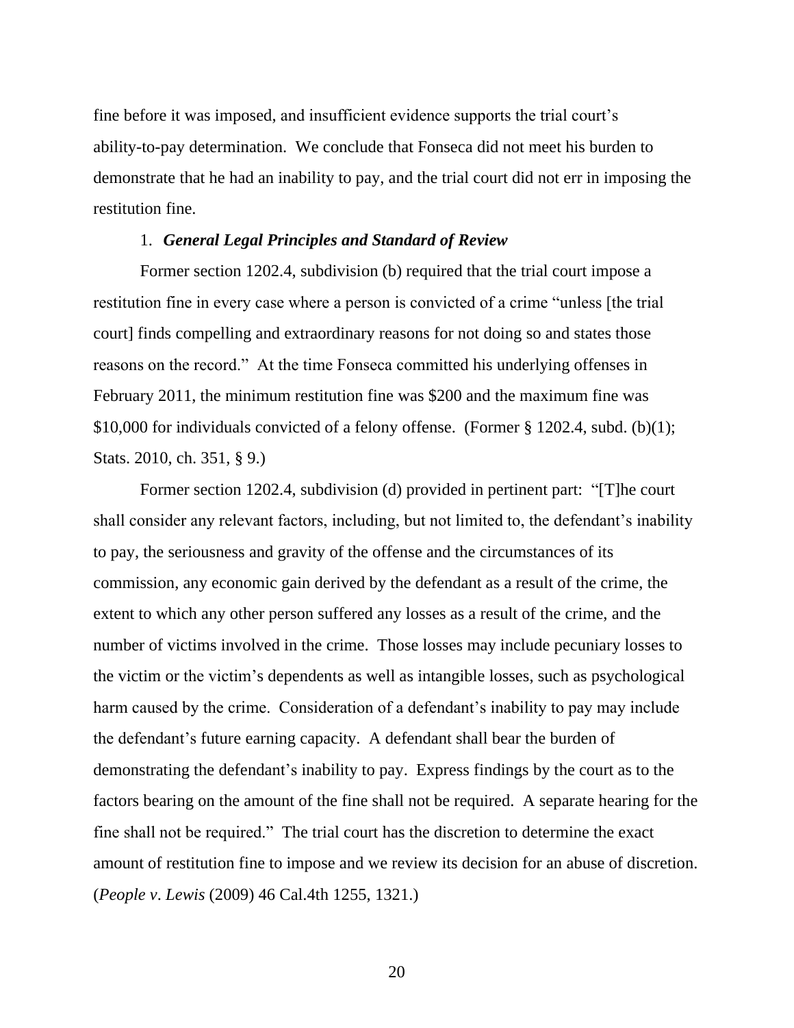fine before it was imposed, and insufficient evidence supports the trial court's ability-to-pay determination. We conclude that Fonseca did not meet his burden to demonstrate that he had an inability to pay, and the trial court did not err in imposing the restitution fine.

1. ***General Legal Principles and Standard of Review***

Former section 1202.4, subdivision (b) required that the trial court impose a restitution fine in every case where a person is convicted of a crime "unless [the trial court] finds compelling and extraordinary reasons for not doing so and states those reasons on the record." At the time Fonseca committed his underlying offenses in February 2011, the minimum restitution fine was $200 and the maximum fine was $10,000 for individuals convicted of a felony offense. (Former § 1202.4, subd. (b)(1); Stats. 2010, ch. 351, § 9.)

Former section 1202.4, subdivision (d) provided in pertinent part: "[T]he court shall consider any relevant factors, including, but not limited to, the defendant's inability to pay, the seriousness and gravity of the offense and the circumstances of its commission, any economic gain derived by the defendant as a result of the crime, the extent to which any other person suffered any losses as a result of the crime, and the number of victims involved in the crime. Those losses may include pecuniary losses to the victim or the victim's dependents as well as intangible losses, such as psychological harm caused by the crime. Consideration of a defendant's inability to pay may include the defendant's future earning capacity. A defendant shall bear the burden of demonstrating the defendant's inability to pay. Express findings by the court as to the factors bearing on the amount of the fine shall not be required. A separate hearing for the fine shall not be required." The trial court has the discretion to determine the exact amount of restitution fine to impose and we review its decision for an abuse of discretion. (*People v. Lewis* (2009) 46 Cal.4th 1255, 1321.)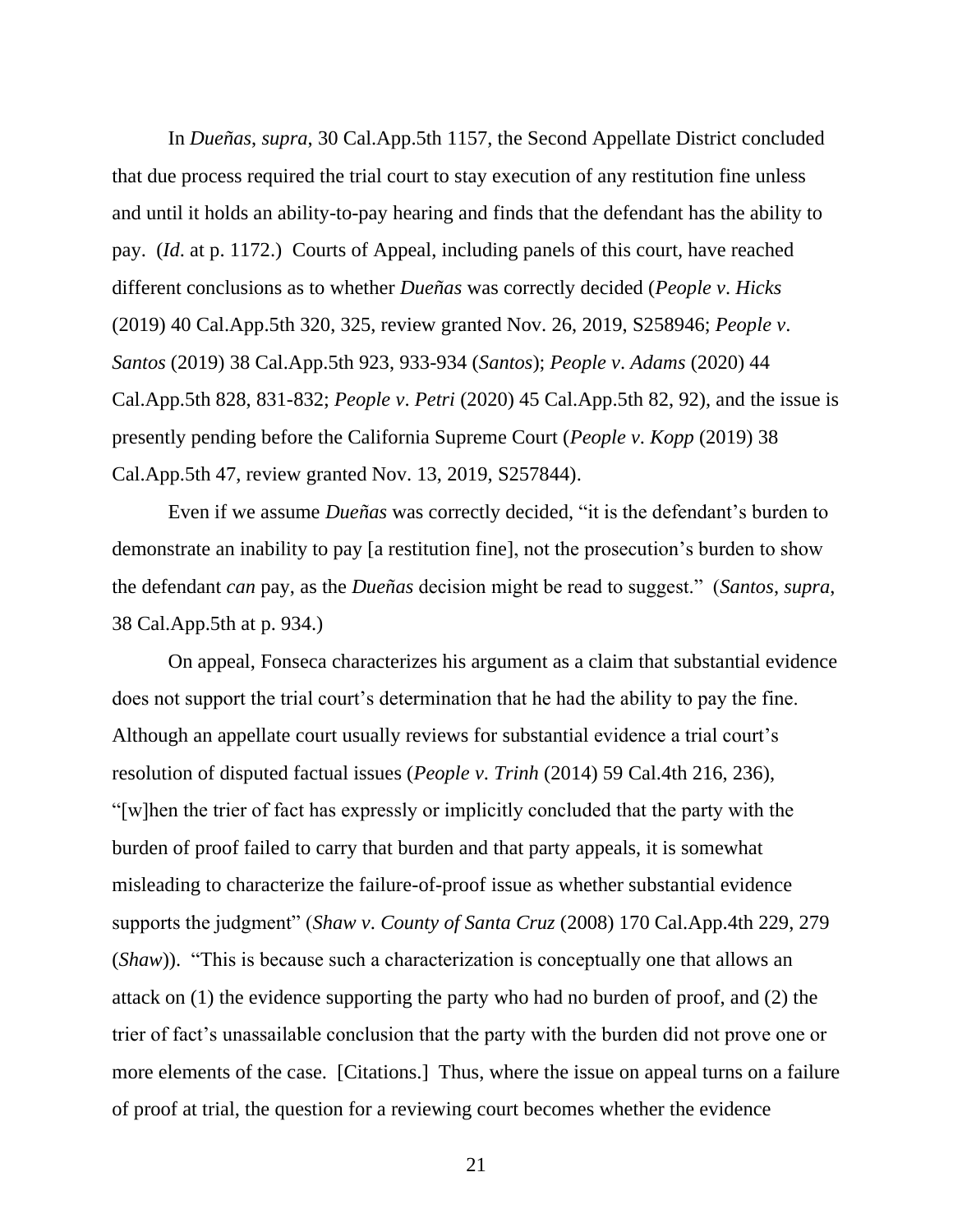In *Dueñas*, *supra*, 30 Cal.App.5th 1157, the Second Appellate District concluded that due process required the trial court to stay execution of any restitution fine unless and until it holds an ability-to-pay hearing and finds that the defendant has the ability to pay. (*Id*. at p. 1172.) Courts of Appeal, including panels of this court, have reached different conclusions as to whether *Dueñas* was correctly decided (*People v. Hicks* (2019) 40 Cal.App.5th 320, 325, review granted Nov. 26, 2019, S258946; *People v. Santos* (2019) 38 Cal.App.5th 923, 933-934 (*Santos*); *People v. Adams* (2020) 44 Cal.App.5th 828, 831-832; *People v. Petri* (2020) 45 Cal.App.5th 82, 92), and the issue is presently pending before the California Supreme Court (*People v. Kopp* (2019) 38 Cal.App.5th 47, review granted Nov. 13, 2019, S257844).

Even if we assume *Dueñas* was correctly decided, "it is the defendant's burden to demonstrate an inability to pay [a restitution fine], not the prosecution's burden to show the defendant *can* pay, as the *Dueñas* decision might be read to suggest." (*Santos*, *supra*, 38 Cal.App.5th at p. 934.)

On appeal, Fonseca characterizes his argument as a claim that substantial evidence does not support the trial court's determination that he had the ability to pay the fine. Although an appellate court usually reviews for substantial evidence a trial court's resolution of disputed factual issues (*People v. Trinh* (2014) 59 Cal.4th 216, 236), "[w]hen the trier of fact has expressly or implicitly concluded that the party with the burden of proof failed to carry that burden and that party appeals, it is somewhat misleading to characterize the failure-of-proof issue as whether substantial evidence supports the judgment" (*Shaw v. County of Santa Cruz* (2008) 170 Cal.App.4th 229, 279 (*Shaw*)). "This is because such a characterization is conceptually one that allows an attack on (1) the evidence supporting the party who had no burden of proof, and (2) the trier of fact's unassailable conclusion that the party with the burden did not prove one or more elements of the case. [Citations.] Thus, where the issue on appeal turns on a failure of proof at trial, the question for a reviewing court becomes whether the evidence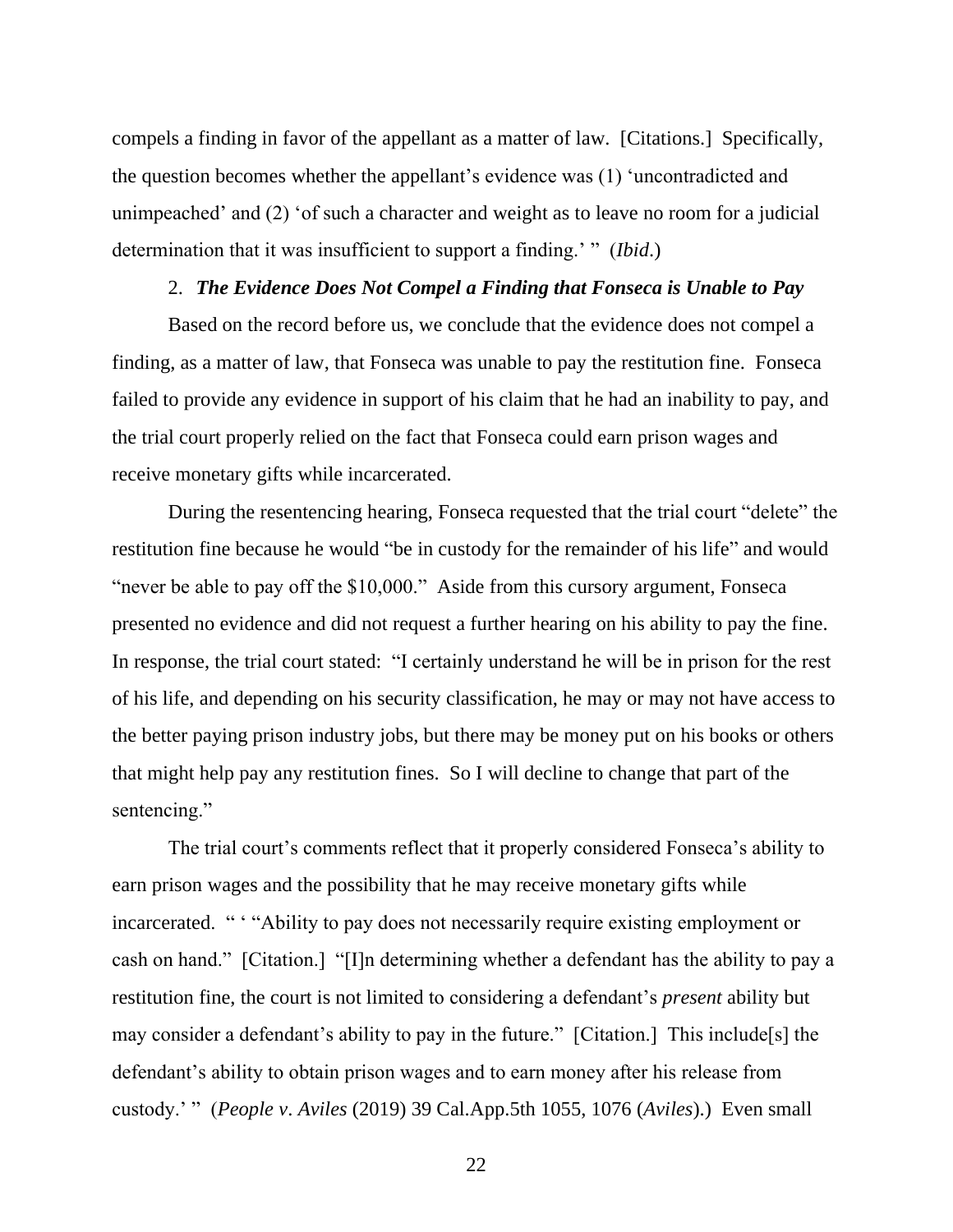compels a finding in favor of the appellant as a matter of law. [Citations.] Specifically, the question becomes whether the appellant's evidence was (1) 'uncontradicted and unimpeached' and (2) 'of such a character and weight as to leave no room for a judicial determination that it was insufficient to support a finding.' " (*Ibid*.)

2. ***The Evidence Does Not Compel a Finding that Fonseca is Unable to Pay***

Based on the record before us, we conclude that the evidence does not compel a finding, as a matter of law, that Fonseca was unable to pay the restitution fine. Fonseca failed to provide any evidence in support of his claim that he had an inability to pay, and the trial court properly relied on the fact that Fonseca could earn prison wages and receive monetary gifts while incarcerated.

During the resentencing hearing, Fonseca requested that the trial court "delete" the restitution fine because he would "be in custody for the remainder of his life" and would "never be able to pay off the $10,000." Aside from this cursory argument, Fonseca presented no evidence and did not request a further hearing on his ability to pay the fine. In response, the trial court stated: "I certainly understand he will be in prison for the rest of his life, and depending on his security classification, he may or may not have access to the better paying prison industry jobs, but there may be money put on his books or others that might help pay any restitution fines. So I will decline to change that part of the sentencing."

The trial court's comments reflect that it properly considered Fonseca's ability to earn prison wages and the possibility that he may receive monetary gifts while incarcerated. " ' "Ability to pay does not necessarily require existing employment or cash on hand." [Citation.] "[I]n determining whether a defendant has the ability to pay a restitution fine, the court is not limited to considering a defendant's *present* ability but may consider a defendant's ability to pay in the future." [Citation.] This include[s] the defendant's ability to obtain prison wages and to earn money after his release from custody.' " (*People v. Aviles* (2019) 39 Cal.App.5th 1055, 1076 (*Aviles*).) Even small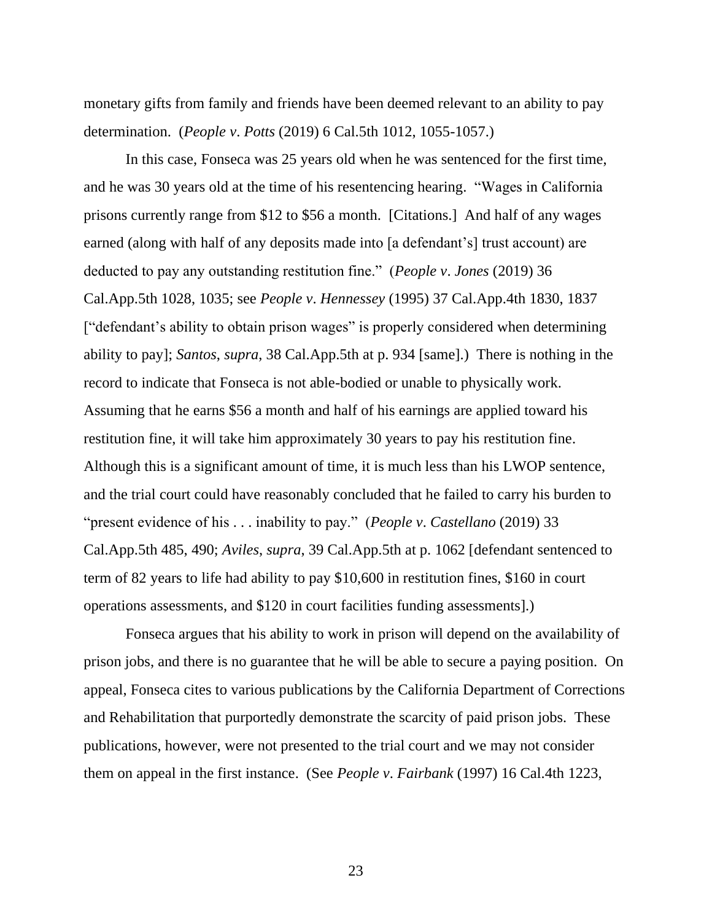monetary gifts from family and friends have been deemed relevant to an ability to pay determination. (*People v. Potts* (2019) 6 Cal.5th 1012, 1055-1057.)

In this case, Fonseca was 25 years old when he was sentenced for the first time, and he was 30 years old at the time of his resentencing hearing. "Wages in California prisons currently range from $12 to $56 a month. [Citations.] And half of any wages earned (along with half of any deposits made into [a defendant's] trust account) are deducted to pay any outstanding restitution fine." (*People v. Jones* (2019) 36 Cal.App.5th 1028, 1035; see *People v. Hennessey* (1995) 37 Cal.App.4th 1830, 1837 ["defendant's ability to obtain prison wages" is properly considered when determining ability to pay]; *Santos*, *supra*, 38 Cal.App.5th at p. 934 [same].) There is nothing in the record to indicate that Fonseca is not able-bodied or unable to physically work. Assuming that he earns $56 a month and half of his earnings are applied toward his restitution fine, it will take him approximately 30 years to pay his restitution fine. Although this is a significant amount of time, it is much less than his LWOP sentence, and the trial court could have reasonably concluded that he failed to carry his burden to "present evidence of his . . . inability to pay." (*People v. Castellano* (2019) 33 Cal.App.5th 485, 490; *Aviles*, *supra*, 39 Cal.App.5th at p. 1062 [defendant sentenced to term of 82 years to life had ability to pay $10,600 in restitution fines, $160 in court operations assessments, and $120 in court facilities funding assessments].)

Fonseca argues that his ability to work in prison will depend on the availability of prison jobs, and there is no guarantee that he will be able to secure a paying position. On appeal, Fonseca cites to various publications by the California Department of Corrections and Rehabilitation that purportedly demonstrate the scarcity of paid prison jobs. These publications, however, were not presented to the trial court and we may not consider them on appeal in the first instance. (See *People v. Fairbank* (1997) 16 Cal.4th 1223,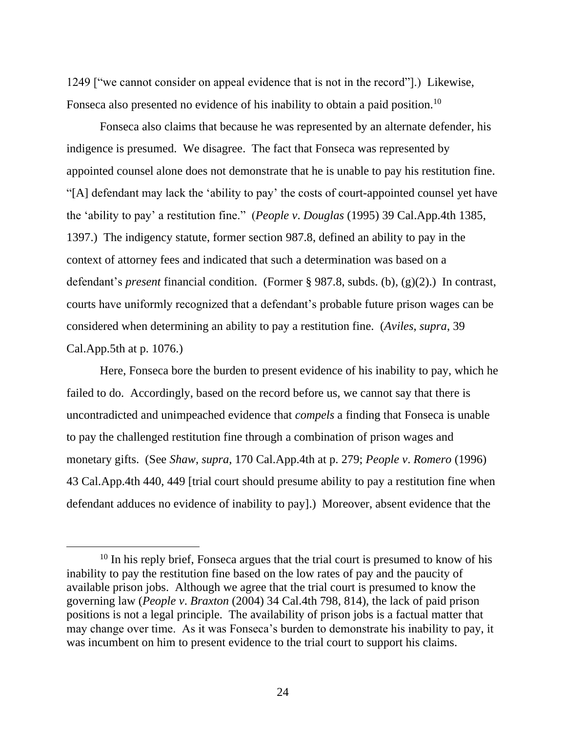1249 ["we cannot consider on appeal evidence that is not in the record"].) Likewise, Fonseca also presented no evidence of his inability to obtain a paid position.[10]

Fonseca also claims that because he was represented by an alternate defender, his indigence is presumed. We disagree. The fact that Fonseca was represented by appointed counsel alone does not demonstrate that he is unable to pay his restitution fine. "[A] defendant may lack the 'ability to pay' the costs of court-appointed counsel yet have the 'ability to pay' a restitution fine." (*People v. Douglas* (1995) 39 Cal.App.4th 1385, 1397.) The indigency statute, former section 987.8, defined an ability to pay in the context of attorney fees and indicated that such a determination was based on a defendant's *present* financial condition. (Former § 987.8, subds. (b), (g)(2).) In contrast, courts have uniformly recognized that a defendant's probable future prison wages can be considered when determining an ability to pay a restitution fine. (*Aviles*, *supra*, 39 Cal.App.5th at p. 1076.)

Here, Fonseca bore the burden to present evidence of his inability to pay, which he failed to do. Accordingly, based on the record before us, we cannot say that there is uncontradicted and unimpeached evidence that *compels* a finding that Fonseca is unable to pay the challenged restitution fine through a combination of prison wages and monetary gifts. (See *Shaw*, *supra*, 170 Cal.App.4th at p. 279; *People v. Romero* (1996) 43 Cal.App.4th 440, 449 [trial court should presume ability to pay a restitution fine when defendant adduces no evidence of inability to pay].) Moreover, absent evidence that the

[10] In his reply brief, Fonseca argues that the trial court is presumed to know of his inability to pay the restitution fine based on the low rates of pay and the paucity of available prison jobs. Although we agree that the trial court is presumed to know the governing law (*People v. Braxton* (2004) 34 Cal.4th 798, 814), the lack of paid prison positions is not a legal principle. The availability of prison jobs is a factual matter that may change over time. As it was Fonseca's burden to demonstrate his inability to pay, it was incumbent on him to present evidence to the trial court to support his claims.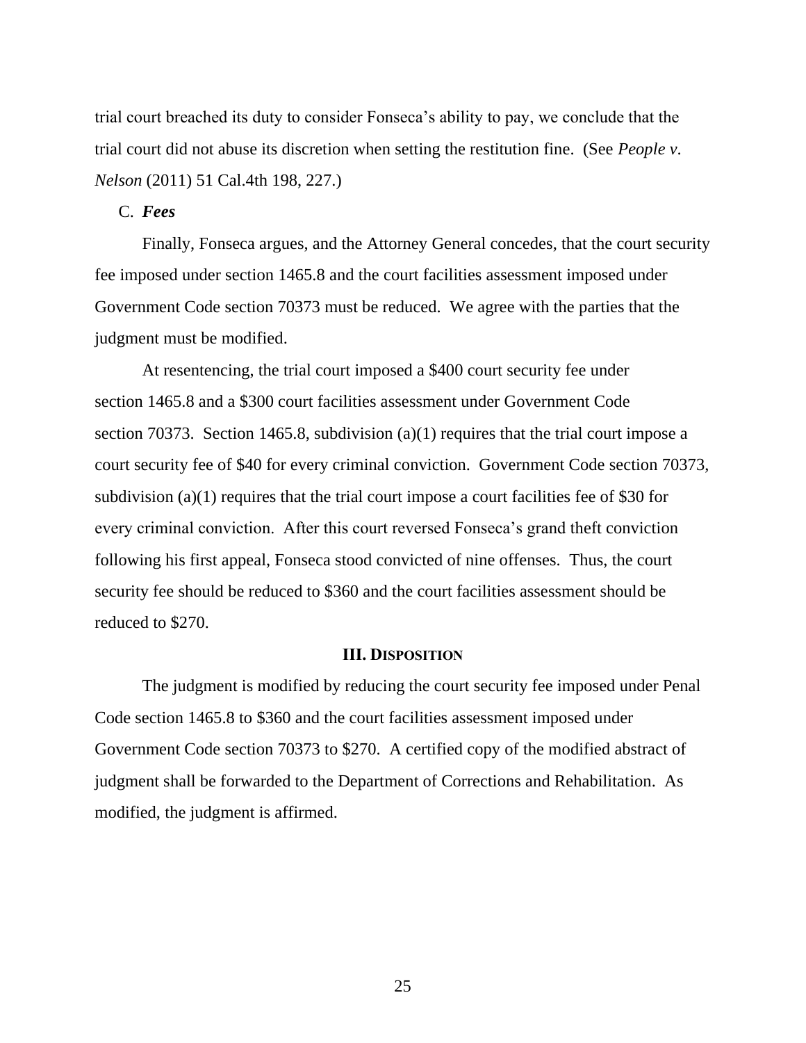trial court breached its duty to consider Fonseca's ability to pay, we conclude that the trial court did not abuse its discretion when setting the restitution fine. (See *People v. Nelson* (2011) 51 Cal.4th 198, 227.)

C. ***Fees***

Finally, Fonseca argues, and the Attorney General concedes, that the court security fee imposed under section 1465.8 and the court facilities assessment imposed under Government Code section 70373 must be reduced. We agree with the parties that the judgment must be modified.

At resentencing, the trial court imposed a $400 court security fee under section 1465.8 and a $300 court facilities assessment under Government Code section 70373. Section 1465.8, subdivision (a)(1) requires that the trial court impose a court security fee of $40 for every criminal conviction. Government Code section 70373, subdivision (a)(1) requires that the trial court impose a court facilities fee of $30 for every criminal conviction. After this court reversed Fonseca's grand theft conviction following his first appeal, Fonseca stood convicted of nine offenses. Thus, the court security fee should be reduced to $360 and the court facilities assessment should be reduced to $270.

## III. DISPOSITION

The judgment is modified by reducing the court security fee imposed under Penal Code section 1465.8 to $360 and the court facilities assessment imposed under Government Code section 70373 to $270. A certified copy of the modified abstract of judgment shall be forwarded to the Department of Corrections and Rehabilitation. As modified, the judgment is affirmed.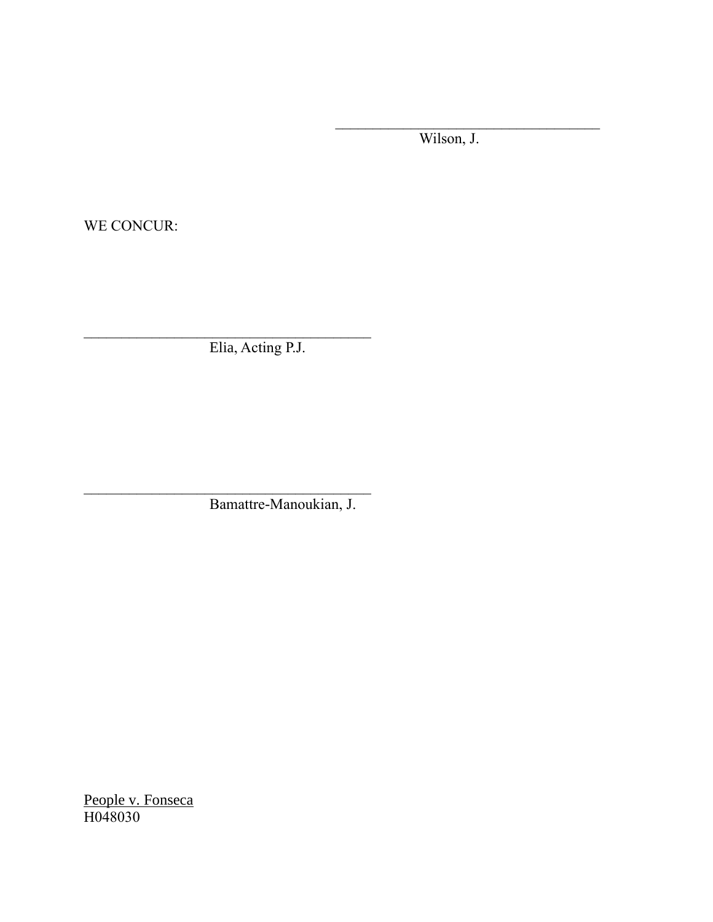\_\_\_\_\_\_\_\_\_\_\_\_\_\_\_\_\_\_\_\_\_\_\_\_\_\_\_\_\_\_\_\_\_\_\_\_\_\_

Wilson, J.

WE CONCUR:

\_\_\_\_\_\_\_\_\_\_\_\_\_\_\_\_\_\_\_\_\_\_\_\_\_\_\_\_\_\_\_\_\_\_\_\_\_\_

Elia, Acting P.J.

\_\_\_\_\_\_\_\_\_\_\_\_\_\_\_\_\_\_\_\_\_\_\_\_\_\_\_\_\_\_\_\_\_\_\_\_\_\_

Bamattre-Manoukian, J.

People v. Fonseca
H048030